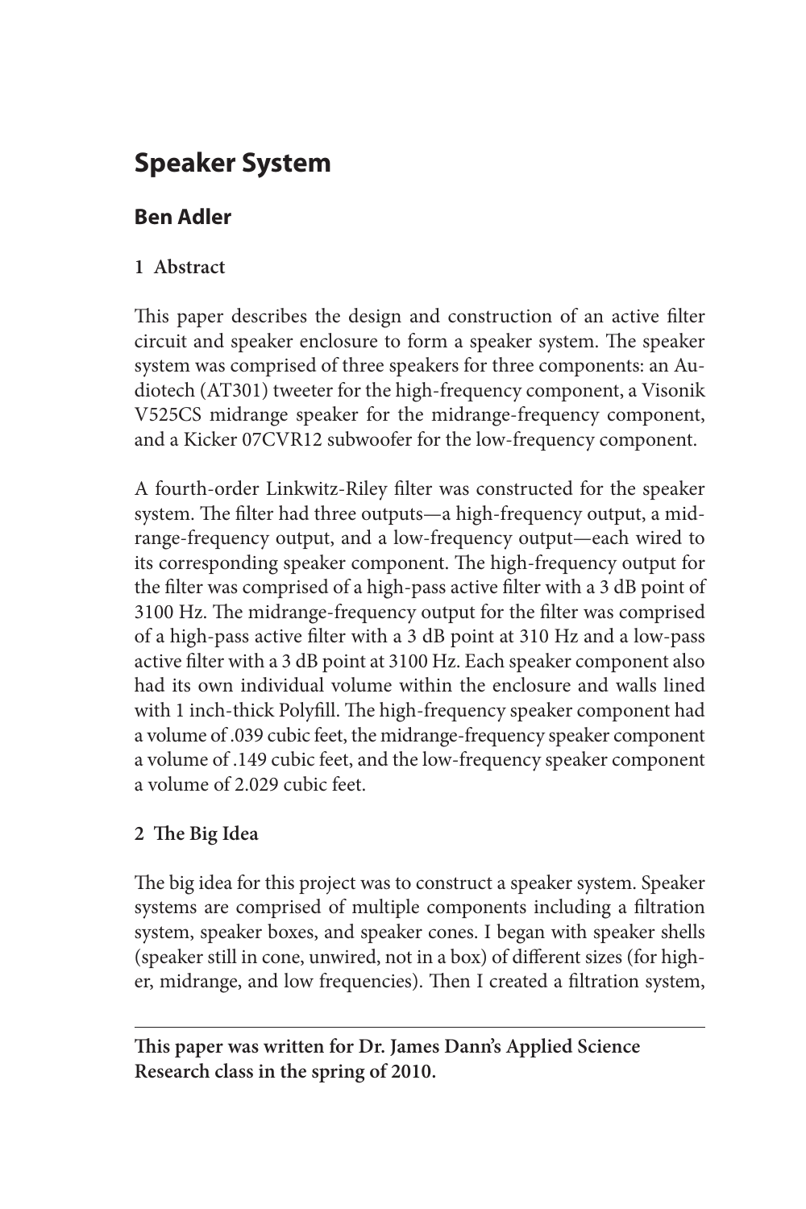# Speaker System

## Ben Adler

### 1 Abstract

This paper describes the design and construction of an active filter circuit and speaker enclosure to form a speaker system. The speaker system was comprised of three speakers for three components: an Audiotech (AT301) tweeter for the high-frequency component, a Visonik V525CS midrange speaker for the midrange-frequency component, and a Kicker 07CVR12 subwoofer for the low-frequency component.

A fourth-order Linkwitz-Riley filter was constructed for the speaker system. The filter had three outputs—a high-frequency output, a midrange-frequency output, and a low-frequency output—each wired to its corresponding speaker component. The high-frequency output for the filter was comprised of a high-pass active filter with a 3 dB point of 3100 Hz. The midrange-frequency output for the filter was comprised of a high-pass active filter with a 3 dB point at 310 Hz and a low-pass active filter with a 3 dB point at 3100 Hz. Each speaker component also had its own individual volume within the enclosure and walls lined with 1 inch-thick Polyfill. The high-frequency speaker component had a volume of .039 cubic feet, the midrange-frequency speaker component a volume of .149 cubic feet, and the low-frequency speaker component a volume of 2.029 cubic feet.

### 2 The Big Idea

The big idea for this project was to construct a speaker system. Speaker systems are comprised of multiple components including a filtration system, speaker boxes, and speaker cones. I began with speaker shells (speaker still in cone, unwired, not in a box) of different sizes (for higher, midrange, and low frequencies). Then I created a filtration system,

---

**This paper was written for Dr. James Dann's Applied Science Research class in the spring of 2010.**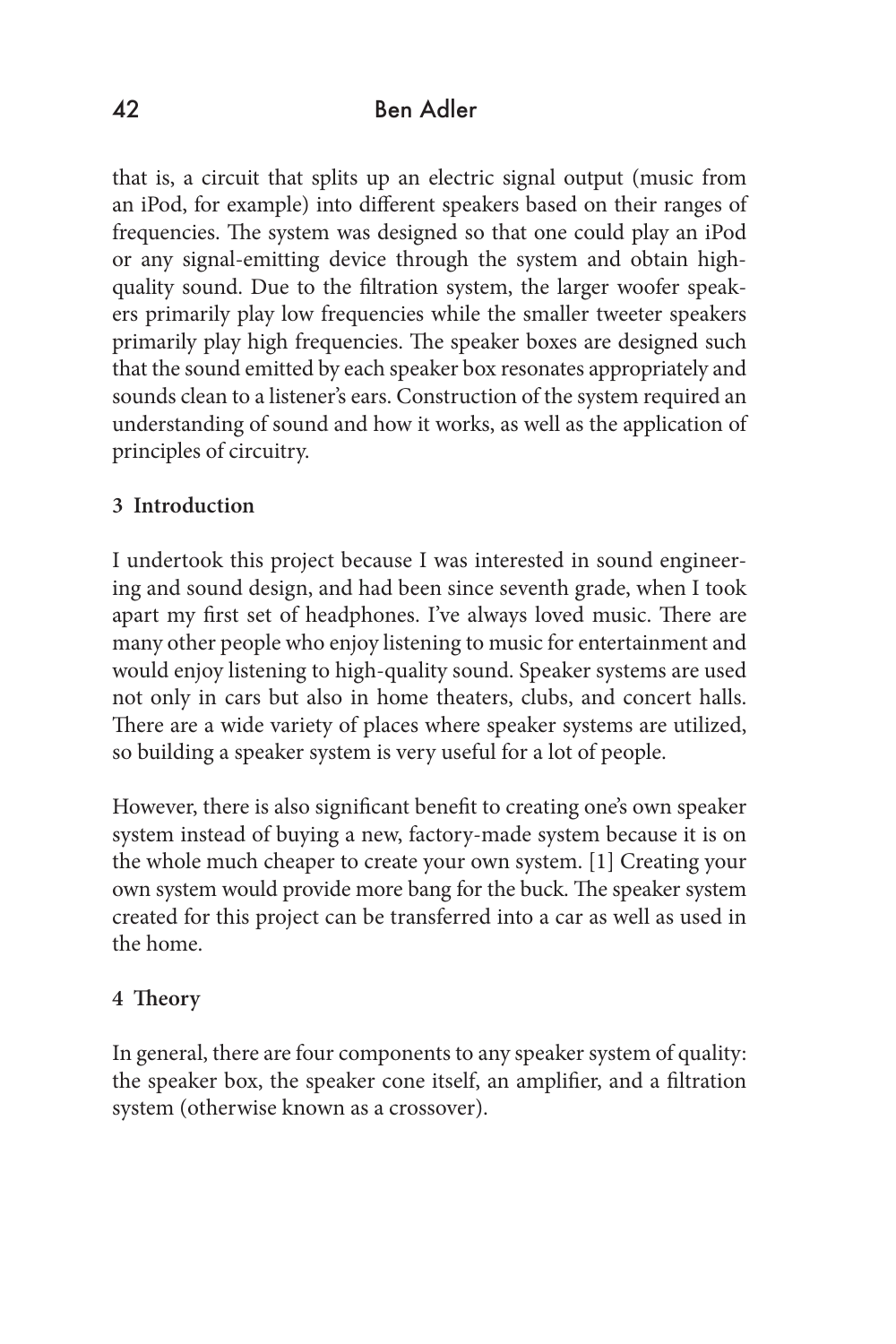that is, a circuit that splits up an electric signal output (music from an iPod, for example) into different speakers based on their ranges of frequencies. The system was designed so that one could play an iPod or any signal-emitting device through the system and obtain high-quality sound. Due to the filtration system, the larger woofer speakers primarily play low frequencies while the smaller tweeter speakers primarily play high frequencies. The speaker boxes are designed such that the sound emitted by each speaker box resonates appropriately and sounds clean to a listener's ears. Construction of the system required an understanding of sound and how it works, as well as the application of principles of circuitry.

## 3 Introduction

I undertook this project because I was interested in sound engineering and sound design, and had been since seventh grade, when I took apart my first set of headphones. I've always loved music. There are many other people who enjoy listening to music for entertainment and would enjoy listening to high-quality sound. Speaker systems are used not only in cars but also in home theaters, clubs, and concert halls. There are a wide variety of places where speaker systems are utilized, so building a speaker system is very useful for a lot of people.

However, there is also significant benefit to creating one's own speaker system instead of buying a new, factory-made system because it is on the whole much cheaper to create your own system. [1] Creating your own system would provide more bang for the buck. The speaker system created for this project can be transferred into a car as well as used in the home.

## 4 Theory

In general, there are four components to any speaker system of quality: the speaker box, the speaker cone itself, an amplifier, and a filtration system (otherwise known as a crossover).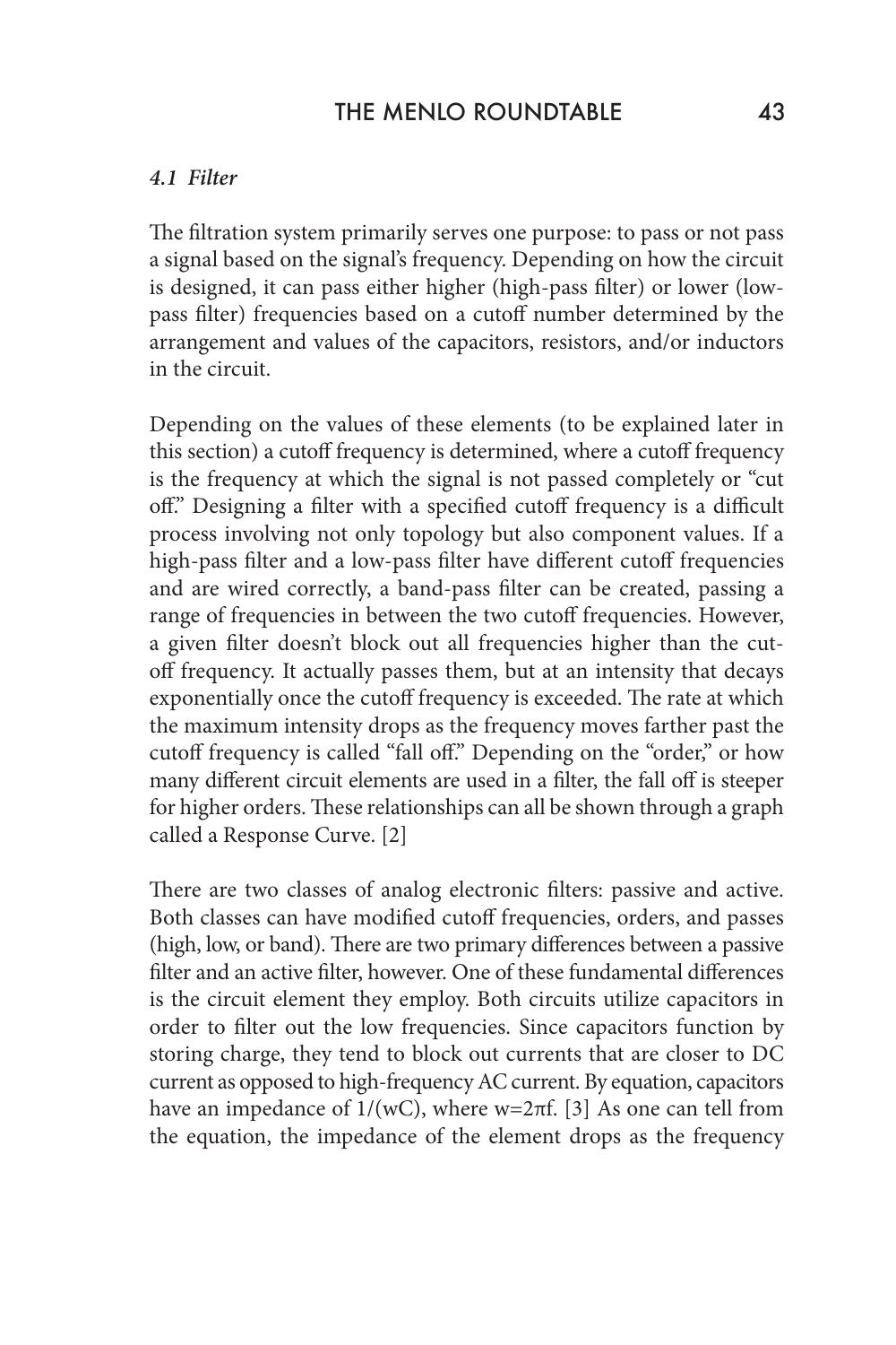### *4.1 Filter*

The filtration system primarily serves one purpose: to pass or not pass a signal based on the signal's frequency. Depending on how the circuit is designed, it can pass either higher (high-pass filter) or lower (low-pass filter) frequencies based on a cutoff number determined by the arrangement and values of the capacitors, resistors, and/or inductors in the circuit.

Depending on the values of these elements (to be explained later in this section) a cutoff frequency is determined, where a cutoff frequency is the frequency at which the signal is not passed completely or "cut off." Designing a filter with a specified cutoff frequency is a difficult process involving not only topology but also component values. If a high-pass filter and a low-pass filter have different cutoff frequencies and are wired correctly, a band-pass filter can be created, passing a range of frequencies in between the two cutoff frequencies. However, a given filter doesn't block out all frequencies higher than the cut-off frequency. It actually passes them, but at an intensity that decays exponentially once the cutoff frequency is exceeded. The rate at which the maximum intensity drops as the frequency moves farther past the cutoff frequency is called "fall off." Depending on the "order," or how many different circuit elements are used in a filter, the fall off is steeper for higher orders. These relationships can all be shown through a graph called a Response Curve. [2]

There are two classes of analog electronic filters: passive and active. Both classes can have modified cutoff frequencies, orders, and passes (high, low, or band). There are two primary differences between a passive filter and an active filter, however. One of these fundamental differences is the circuit element they employ. Both circuits utilize capacitors in order to filter out the low frequencies. Since capacitors function by storing charge, they tend to block out currents that are closer to DC current as opposed to high-frequency AC current. By equation, capacitors have an impedance of $1/(wC)$, where $w=2\pi f$. [3] As one can tell from the equation, the impedance of the element drops as the frequency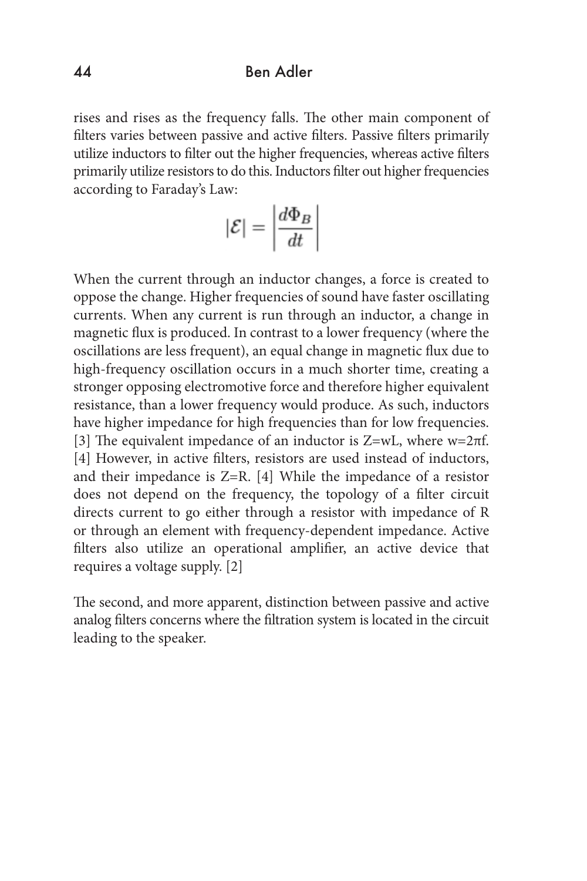rises and rises as the frequency falls. The other main component of filters varies between passive and active filters. Passive filters primarily utilize inductors to filter out the higher frequencies, whereas active filters primarily utilize resistors to do this. Inductors filter out higher frequencies according to Faraday's Law:

$$|\mathcal{E}| = \left|\frac{d\Phi_B}{dt}\right|$$

When the current through an inductor changes, a force is created to oppose the change. Higher frequencies of sound have faster oscillating currents. When any current is run through an inductor, a change in magnetic flux is produced. In contrast to a lower frequency (where the oscillations are less frequent), an equal change in magnetic flux due to high-frequency oscillation occurs in a much shorter time, creating a stronger opposing electromotive force and therefore higher equivalent resistance, than a lower frequency would produce. As such, inductors have higher impedance for high frequencies than for low frequencies. [3] The equivalent impedance of an inductor is Z=wL, where w=2πf. [4] However, in active filters, resistors are used instead of inductors, and their impedance is Z=R. [4] While the impedance of a resistor does not depend on the frequency, the topology of a filter circuit directs current to go either through a resistor with impedance of R or through an element with frequency-dependent impedance. Active filters also utilize an operational amplifier, an active device that requires a voltage supply. [2]

The second, and more apparent, distinction between passive and active analog filters concerns where the filtration system is located in the circuit leading to the speaker.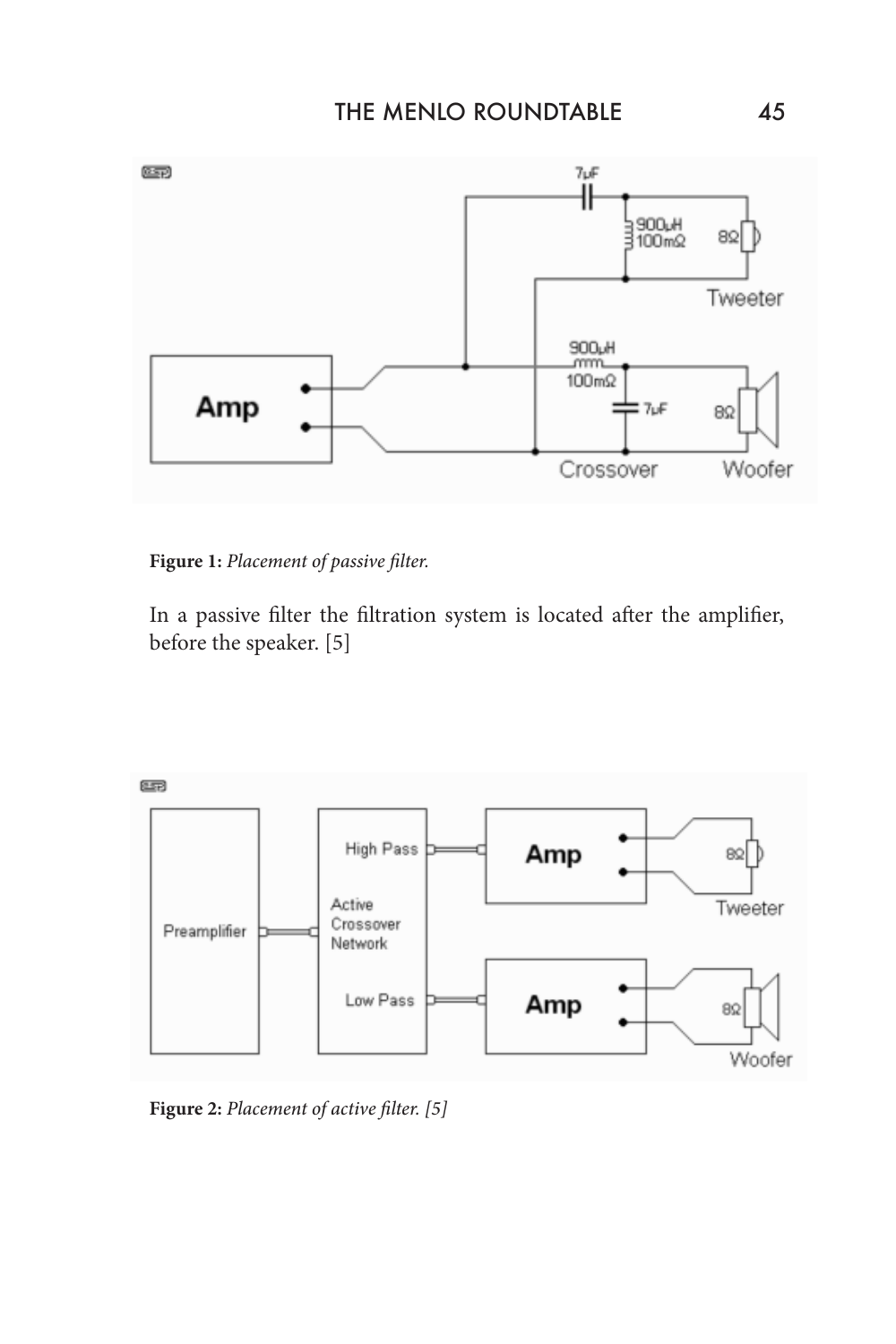**Figure 1:** *Placement of passive filter.*

In a passive filter the filtration system is located after the amplifier, before the speaker. [5]

**Figure 2:** *Placement of active filter. [5]*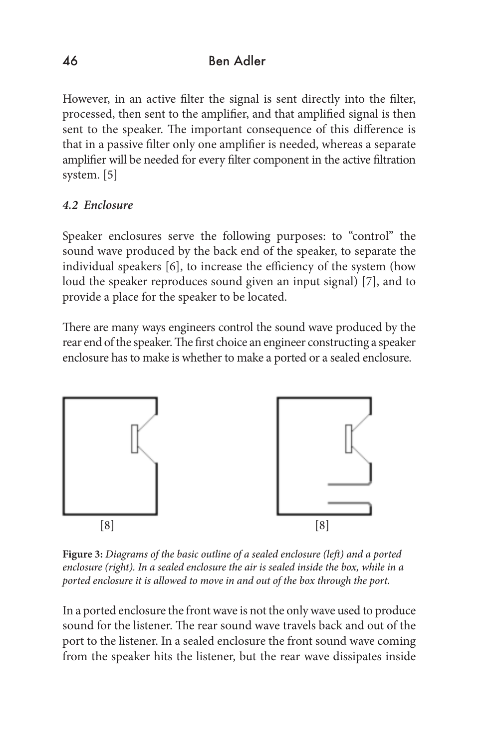However, in an active filter the signal is sent directly into the filter, processed, then sent to the amplifier, and that amplified signal is then sent to the speaker. The important consequence of this difference is that in a passive filter only one amplifier is needed, whereas a separate amplifier will be needed for every filter component in the active filtration system. [5]

### *4.2 Enclosure*

Speaker enclosures serve the following purposes: to "control" the sound wave produced by the back end of the speaker, to separate the individual speakers [6], to increase the efficiency of the system (how loud the speaker reproduces sound given an input signal) [7], and to provide a place for the speaker to be located.

There are many ways engineers control the sound wave produced by the rear end of the speaker. The first choice an engineer constructing a speaker enclosure has to make is whether to make a ported or a sealed enclosure.

[8] [8]

**Figure 3:** *Diagrams of the basic outline of a sealed enclosure (left) and a ported enclosure (right). In a sealed enclosure the air is sealed inside the box, while in a ported enclosure it is allowed to move in and out of the box through the port.*

In a ported enclosure the front wave is not the only wave used to produce sound for the listener. The rear sound wave travels back and out of the port to the listener. In a sealed enclosure the front sound wave coming from the speaker hits the listener, but the rear wave dissipates inside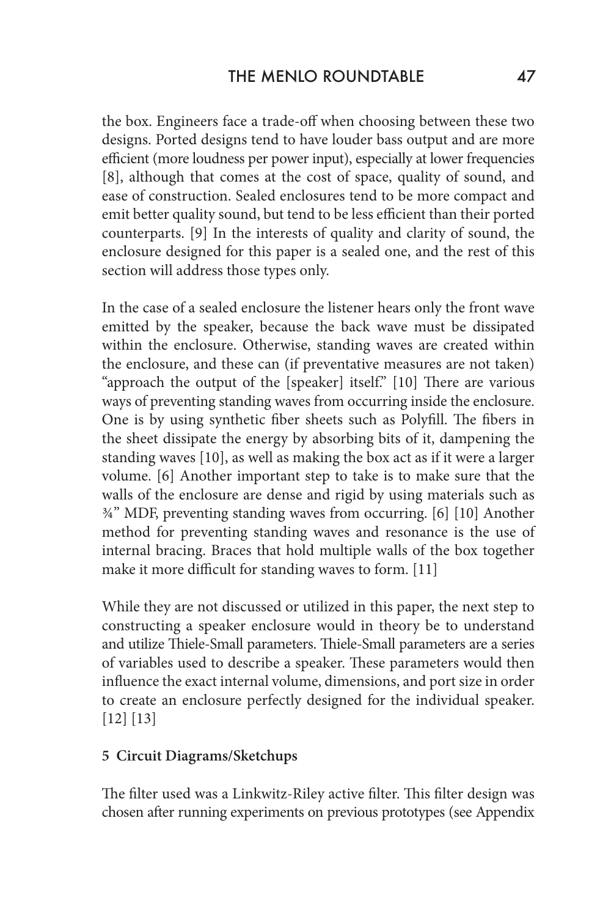the box. Engineers face a trade-off when choosing between these two designs. Ported designs tend to have louder bass output and are more efficient (more loudness per power input), especially at lower frequencies [8], although that comes at the cost of space, quality of sound, and ease of construction. Sealed enclosures tend to be more compact and emit better quality sound, but tend to be less efficient than their ported counterparts. [9] In the interests of quality and clarity of sound, the enclosure designed for this paper is a sealed one, and the rest of this section will address those types only.

In the case of a sealed enclosure the listener hears only the front wave emitted by the speaker, because the back wave must be dissipated within the enclosure. Otherwise, standing waves are created within the enclosure, and these can (if preventative measures are not taken) "approach the output of the [speaker] itself." [10] There are various ways of preventing standing waves from occurring inside the enclosure. One is by using synthetic fiber sheets such as Polyfill. The fibers in the sheet dissipate the energy by absorbing bits of it, dampening the standing waves [10], as well as making the box act as if it were a larger volume. [6] Another important step to take is to make sure that the walls of the enclosure are dense and rigid by using materials such as ¾" MDF, preventing standing waves from occurring. [6] [10] Another method for preventing standing waves and resonance is the use of internal bracing. Braces that hold multiple walls of the box together make it more difficult for standing waves to form. [11]

While they are not discussed or utilized in this paper, the next step to constructing a speaker enclosure would in theory be to understand and utilize Thiele-Small parameters. Thiele-Small parameters are a series of variables used to describe a speaker. These parameters would then influence the exact internal volume, dimensions, and port size in order to create an enclosure perfectly designed for the individual speaker. [12] [13]

**5 Circuit Diagrams/Sketchups**

The filter used was a Linkwitz-Riley active filter. This filter design was chosen after running experiments on previous prototypes (see Appendix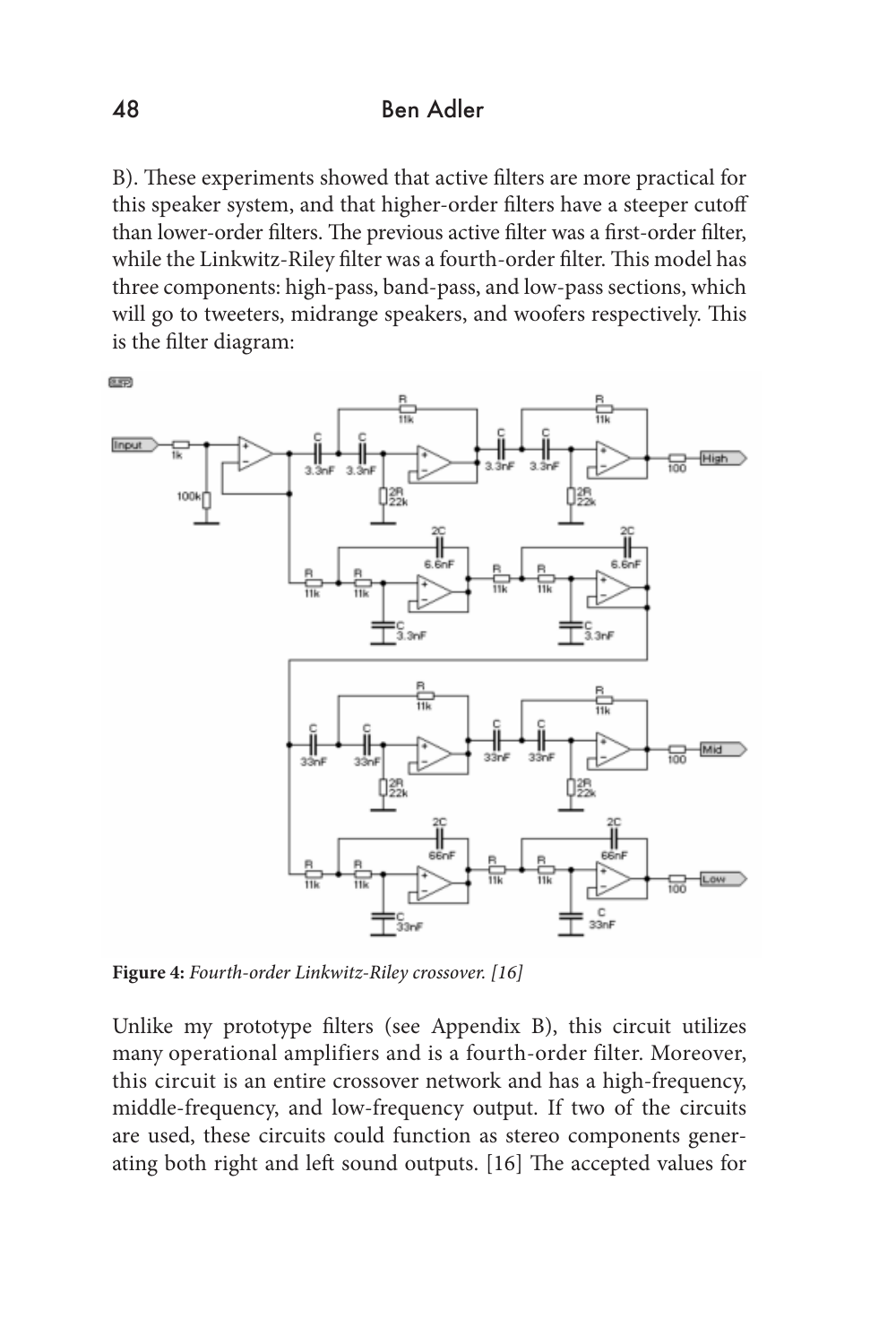B). These experiments showed that active filters are more practical for this speaker system, and that higher-order filters have a steeper cutoff than lower-order filters. The previous active filter was a first-order filter, while the Linkwitz-Riley filter was a fourth-order filter. This model has three components: high-pass, band-pass, and low-pass sections, which will go to tweeters, midrange speakers, and woofers respectively. This is the filter diagram:

**Figure 4:** *Fourth-order Linkwitz-Riley crossover. [16]*

Unlike my prototype filters (see Appendix B), this circuit utilizes many operational amplifiers and is a fourth-order filter. Moreover, this circuit is an entire crossover network and has a high-frequency, middle-frequency, and low-frequency output. If two of the circuits are used, these circuits could function as stereo components generating both right and left sound outputs. [16] The accepted values for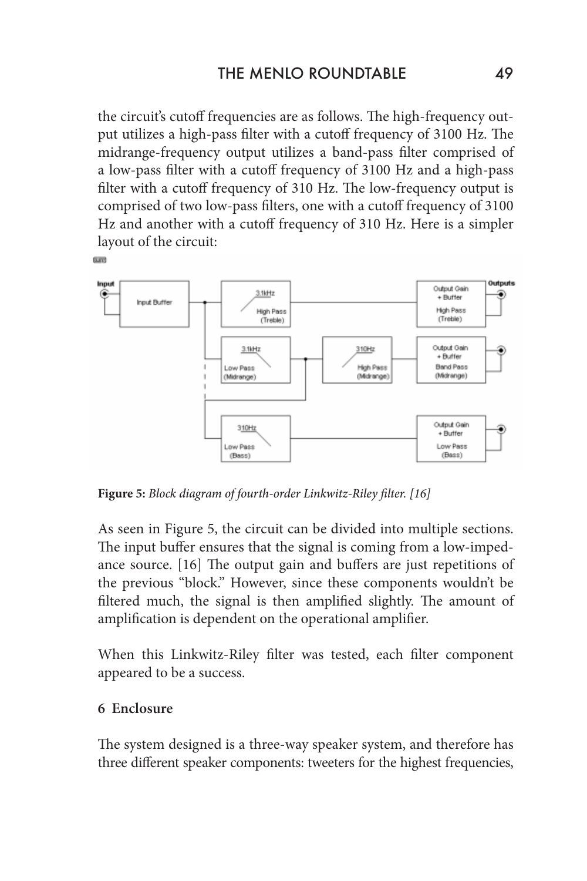the circuit's cutoff frequencies are as follows. The high-frequency output utilizes a high-pass filter with a cutoff frequency of 3100 Hz. The midrange-frequency output utilizes a band-pass filter comprised of a low-pass filter with a cutoff frequency of 3100 Hz and a high-pass filter with a cutoff frequency of 310 Hz. The low-frequency output is comprised of two low-pass filters, one with a cutoff frequency of 3100 Hz and another with a cutoff frequency of 310 Hz. Here is a simpler layout of the circuit:

**Figure 5:** *Block diagram of fourth-order Linkwitz-Riley filter. [16]*

As seen in Figure 5, the circuit can be divided into multiple sections. The input buffer ensures that the signal is coming from a low-impedance source. [16] The output gain and buffers are just repetitions of the previous "block." However, since these components wouldn't be filtered much, the signal is then amplified slightly. The amount of amplification is dependent on the operational amplifier.

When this Linkwitz-Riley filter was tested, each filter component appeared to be a success.

## 6 Enclosure

The system designed is a three-way speaker system, and therefore has three different speaker components: tweeters for the highest frequencies,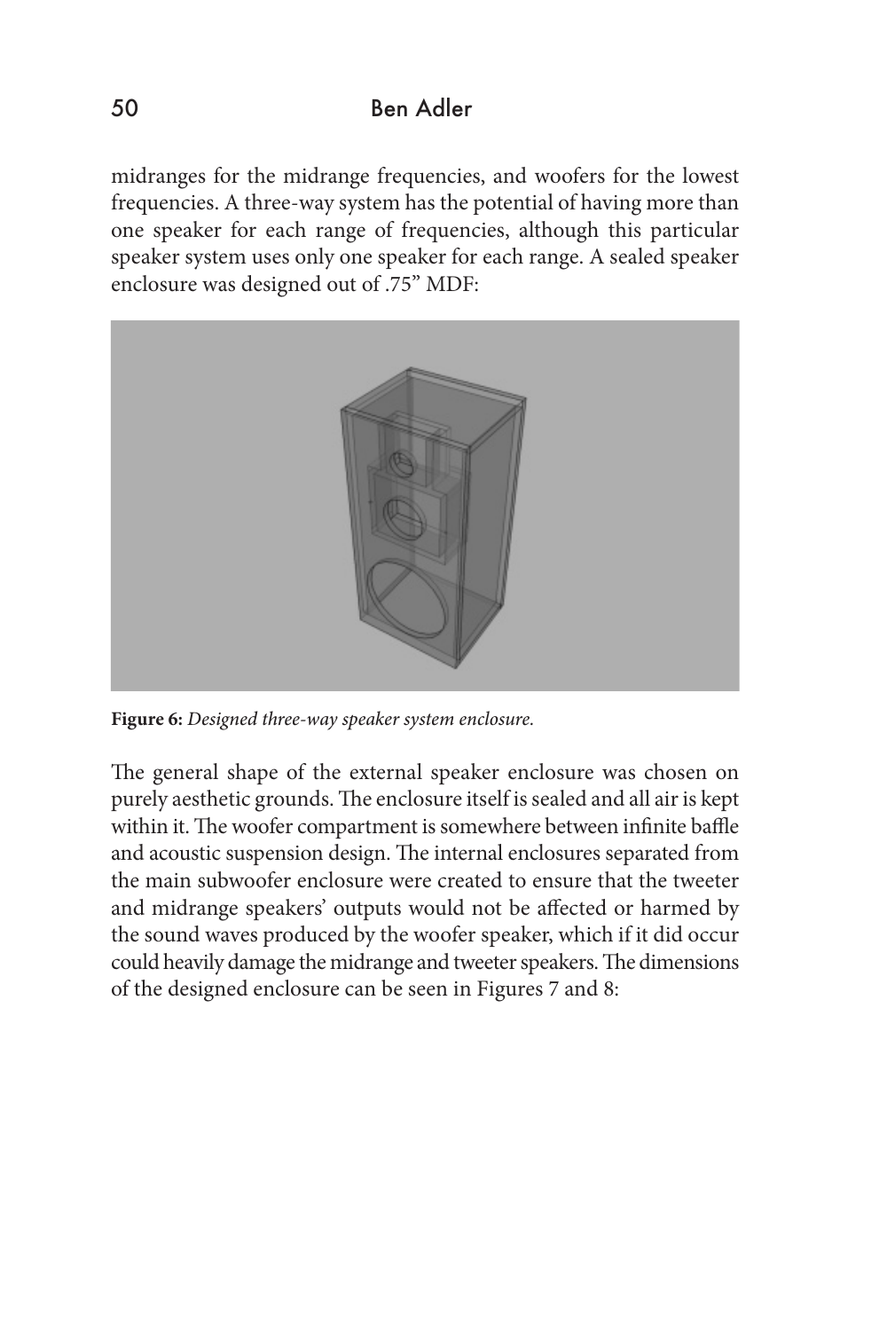midranges for the midrange frequencies, and woofers for the lowest frequencies. A three-way system has the potential of having more than one speaker for each range of frequencies, although this particular speaker system uses only one speaker for each range. A sealed speaker enclosure was designed out of .75" MDF:

**Figure 6:** *Designed three-way speaker system enclosure.*

The general shape of the external speaker enclosure was chosen on purely aesthetic grounds. The enclosure itself is sealed and all air is kept within it. The woofer compartment is somewhere between infinite baffle and acoustic suspension design. The internal enclosures separated from the main subwoofer enclosure were created to ensure that the tweeter and midrange speakers' outputs would not be affected or harmed by the sound waves produced by the woofer speaker, which if it did occur could heavily damage the midrange and tweeter speakers. The dimensions of the designed enclosure can be seen in Figures 7 and 8: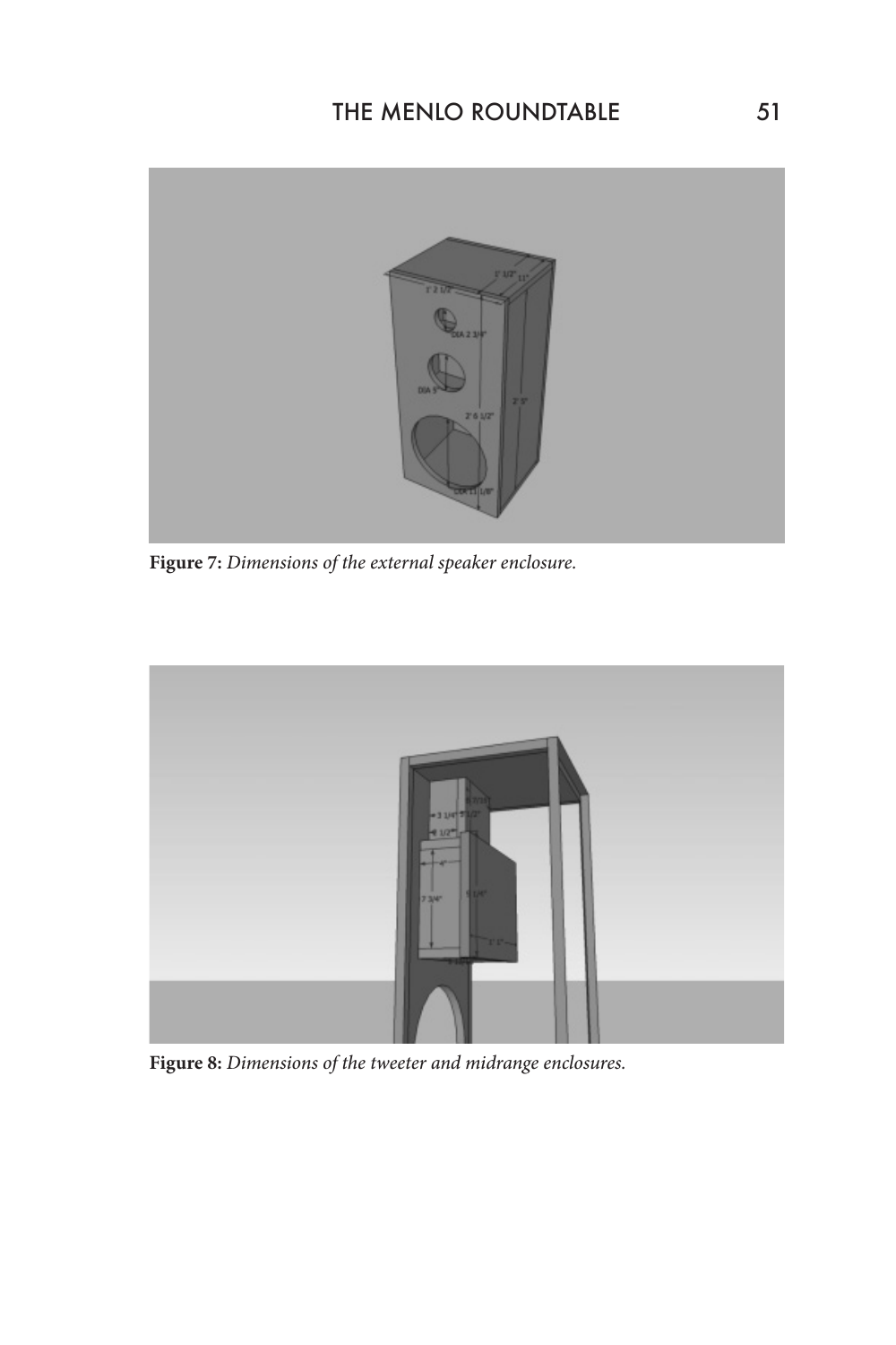**Figure 7:** *Dimensions of the external speaker enclosure.*

**Figure 8:** *Dimensions of the tweeter and midrange enclosures.*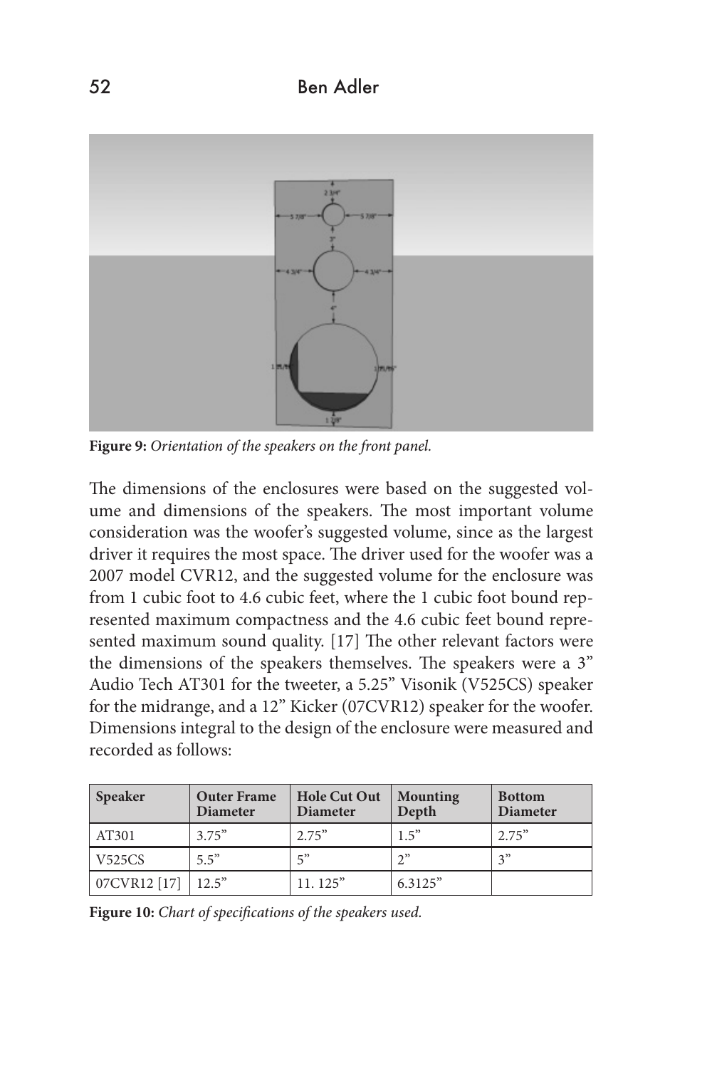**Figure 9:** *Orientation of the speakers on the front panel.*

The dimensions of the enclosures were based on the suggested volume and dimensions of the speakers. The most important volume consideration was the woofer's suggested volume, since as the largest driver it requires the most space. The driver used for the woofer was a 2007 model CVR12, and the suggested volume for the enclosure was from 1 cubic foot to 4.6 cubic feet, where the 1 cubic foot bound represented maximum compactness and the 4.6 cubic feet bound represented maximum sound quality. [17] The other relevant factors were the dimensions of the speakers themselves. The speakers were a 3" Audio Tech AT301 for the tweeter, a 5.25" Visonik (V525CS) speaker for the midrange, and a 12" Kicker (07CVR12) speaker for the woofer. Dimensions integral to the design of the enclosure were measured and recorded as follows:

| Speaker | Outer Frame Diameter | Hole Cut Out Diameter | Mounting Depth | Bottom Diameter |
|---|---|---|---|---|
| AT301 | 3.75" | 2.75" | 1.5" | 2.75" |
| V525CS | 5.5" | 5" | 2" | 3" |
| 07CVR12 [17] | 12.5" | 11. 125" | 6.3125" | |

**Figure 10:** *Chart of specifications of the speakers used.*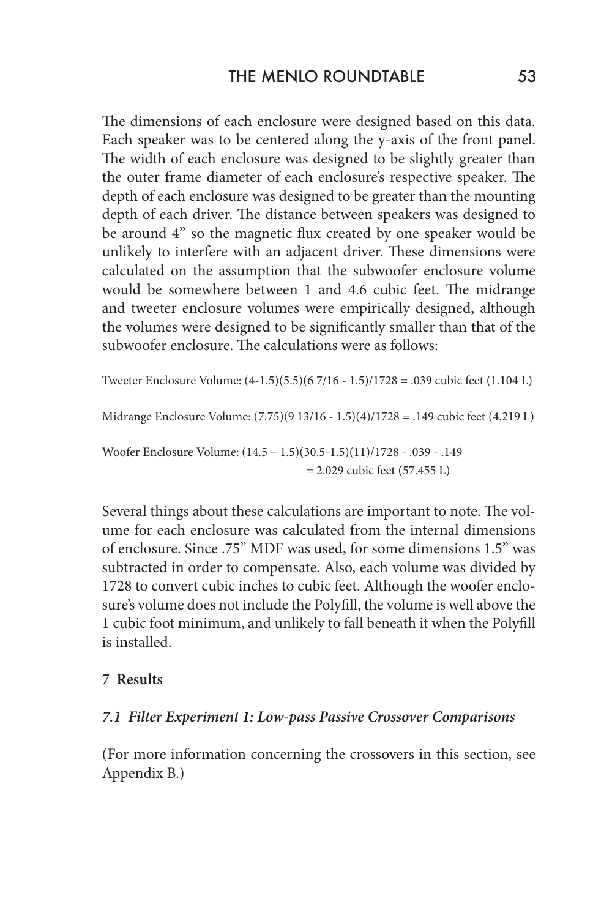The dimensions of each enclosure were designed based on this data. Each speaker was to be centered along the y-axis of the front panel. The width of each enclosure was designed to be slightly greater than the outer frame diameter of each enclosure's respective speaker. The depth of each enclosure was designed to be greater than the mounting depth of each driver. The distance between speakers was designed to be around 4" so the magnetic flux created by one speaker would be unlikely to interfere with an adjacent driver. These dimensions were calculated on the assumption that the subwoofer enclosure volume would be somewhere between 1 and 4.6 cubic feet. The midrange and tweeter enclosure volumes were empirically designed, although the volumes were designed to be significantly smaller than that of the subwoofer enclosure. The calculations were as follows:

Tweeter Enclosure Volume: $(4-1.5)(5.5)(6\ 7/16 - 1.5)/1728 = .039$ cubic feet (1.104 L)

Midrange Enclosure Volume: $(7.75)(9\ 13/16 - 1.5)(4)/1728 = .149$ cubic feet (4.219 L)

Woofer Enclosure Volume: $(14.5 - 1.5)(30.5-1.5)(11)/1728 - .039 - .149 = 2.029$ cubic feet (57.455 L)

Several things about these calculations are important to note. The volume for each enclosure was calculated from the internal dimensions of enclosure. Since .75" MDF was used, for some dimensions 1.5" was subtracted in order to compensate. Also, each volume was divided by 1728 to convert cubic inches to cubic feet. Although the woofer enclosure's volume does not include the Polyfill, the volume is well above the 1 cubic foot minimum, and unlikely to fall beneath it when the Polyfill is installed.

## 7 Results

### *7.1 Filter Experiment 1: Low-pass Passive Crossover Comparisons*

(For more information concerning the crossovers in this section, see Appendix B.)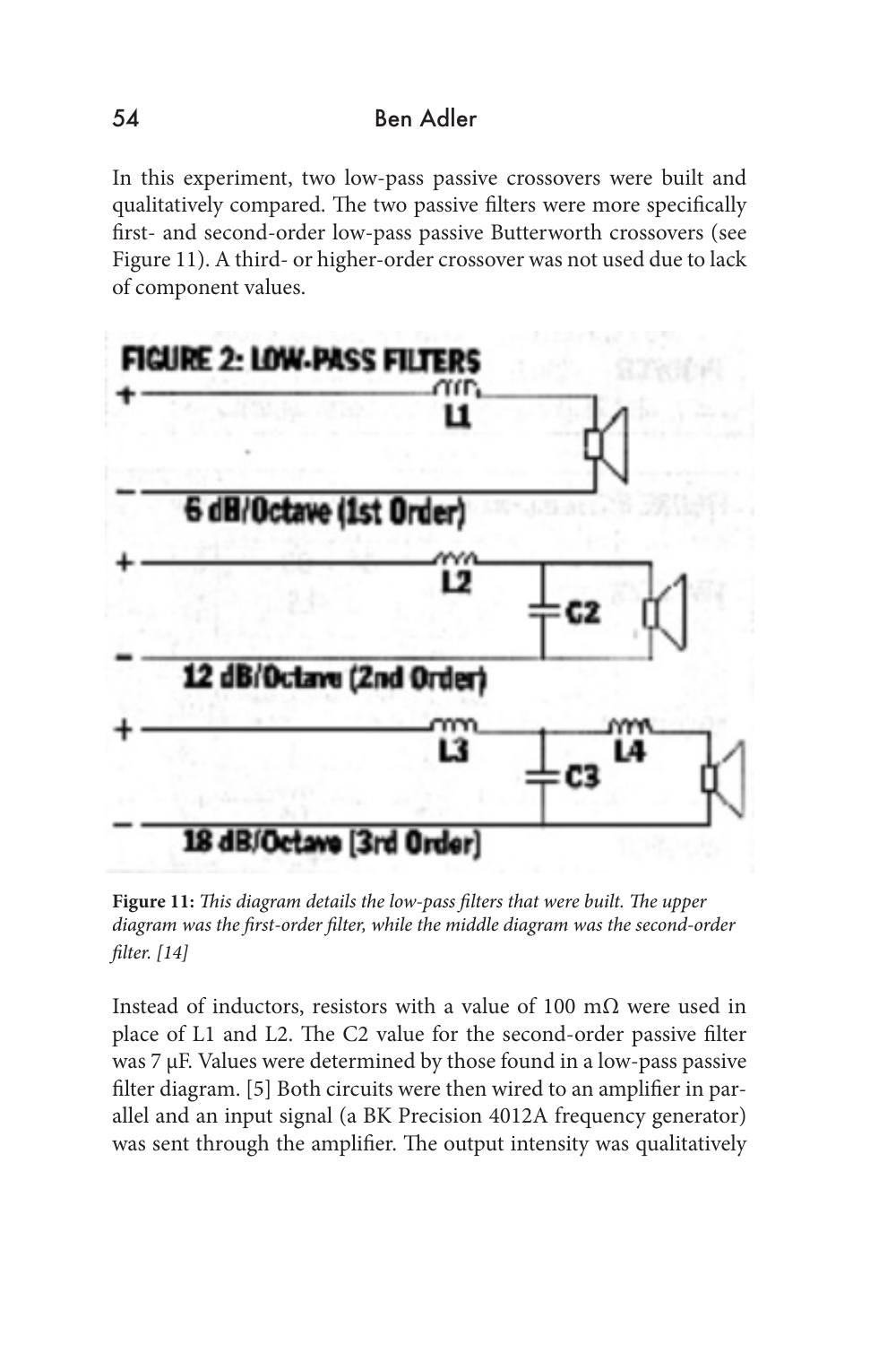In this experiment, two low-pass passive crossovers were built and qualitatively compared. The two passive filters were more specifically first- and second-order low-pass passive Butterworth crossovers (see Figure 11). A third- or higher-order crossover was not used due to lack of component values.

**Figure 11:** *This diagram details the low-pass filters that were built. The upper diagram was the first-order filter, while the middle diagram was the second-order filter. [14]*

Instead of inductors, resistors with a value of 100 mΩ were used in place of L1 and L2. The C2 value for the second-order passive filter was 7 μF. Values were determined by those found in a low-pass passive filter diagram. [5] Both circuits were then wired to an amplifier in parallel and an input signal (a BK Precision 4012A frequency generator) was sent through the amplifier. The output intensity was qualitatively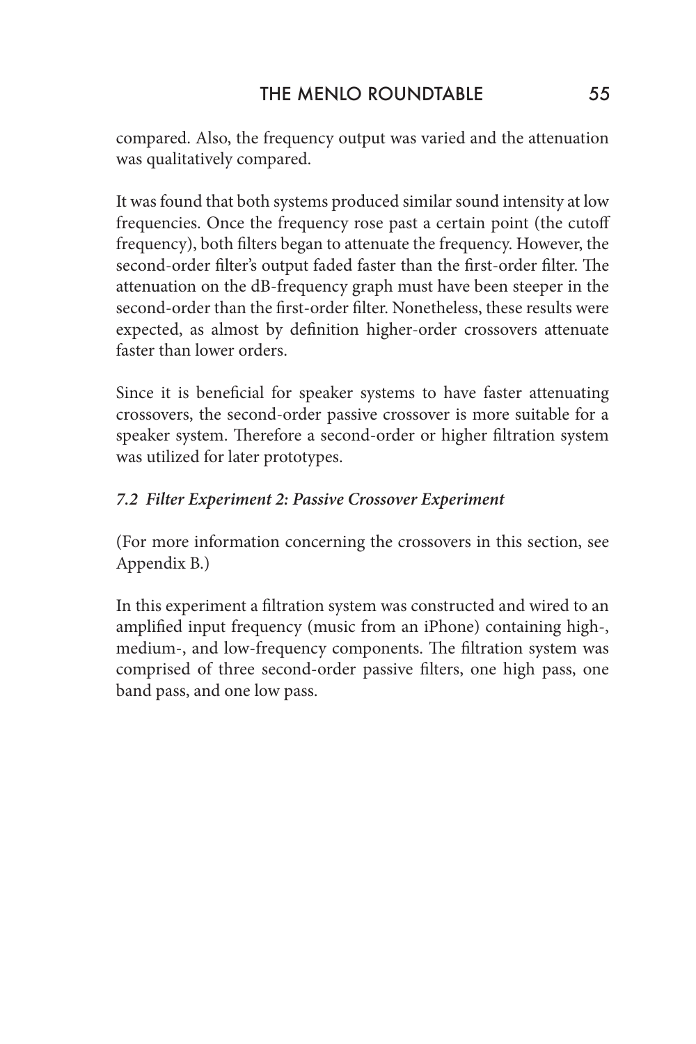compared. Also, the frequency output was varied and the attenuation was qualitatively compared.

It was found that both systems produced similar sound intensity at low frequencies. Once the frequency rose past a certain point (the cutoff frequency), both filters began to attenuate the frequency. However, the second-order filter's output faded faster than the first-order filter. The attenuation on the dB-frequency graph must have been steeper in the second-order than the first-order filter. Nonetheless, these results were expected, as almost by definition higher-order crossovers attenuate faster than lower orders.

Since it is beneficial for speaker systems to have faster attenuating crossovers, the second-order passive crossover is more suitable for a speaker system. Therefore a second-order or higher filtration system was utilized for later prototypes.

### *7.2 Filter Experiment 2: Passive Crossover Experiment*

(For more information concerning the crossovers in this section, see Appendix B.)

In this experiment a filtration system was constructed and wired to an amplified input frequency (music from an iPhone) containing high-, medium-, and low-frequency components. The filtration system was comprised of three second-order passive filters, one high pass, one band pass, and one low pass.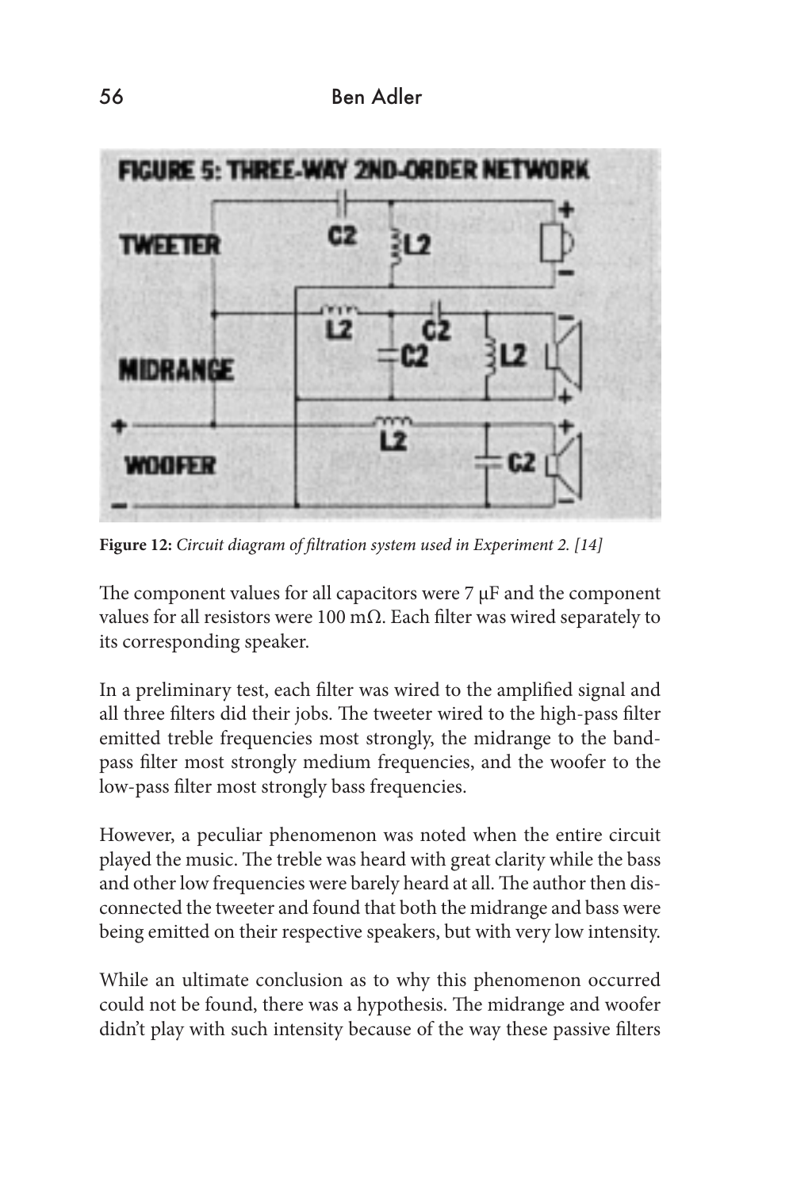**Figure 12:** *Circuit diagram of filtration system used in Experiment 2. [14]*

The component values for all capacitors were 7 μF and the component values for all resistors were 100 mΩ. Each filter was wired separately to its corresponding speaker.

In a preliminary test, each filter was wired to the amplified signal and all three filters did their jobs. The tweeter wired to the high-pass filter emitted treble frequencies most strongly, the midrange to the band-pass filter most strongly medium frequencies, and the woofer to the low-pass filter most strongly bass frequencies.

However, a peculiar phenomenon was noted when the entire circuit played the music. The treble was heard with great clarity while the bass and other low frequencies were barely heard at all. The author then disconnected the tweeter and found that both the midrange and bass were being emitted on their respective speakers, but with very low intensity.

While an ultimate conclusion as to why this phenomenon occurred could not be found, there was a hypothesis. The midrange and woofer didn't play with such intensity because of the way these passive filters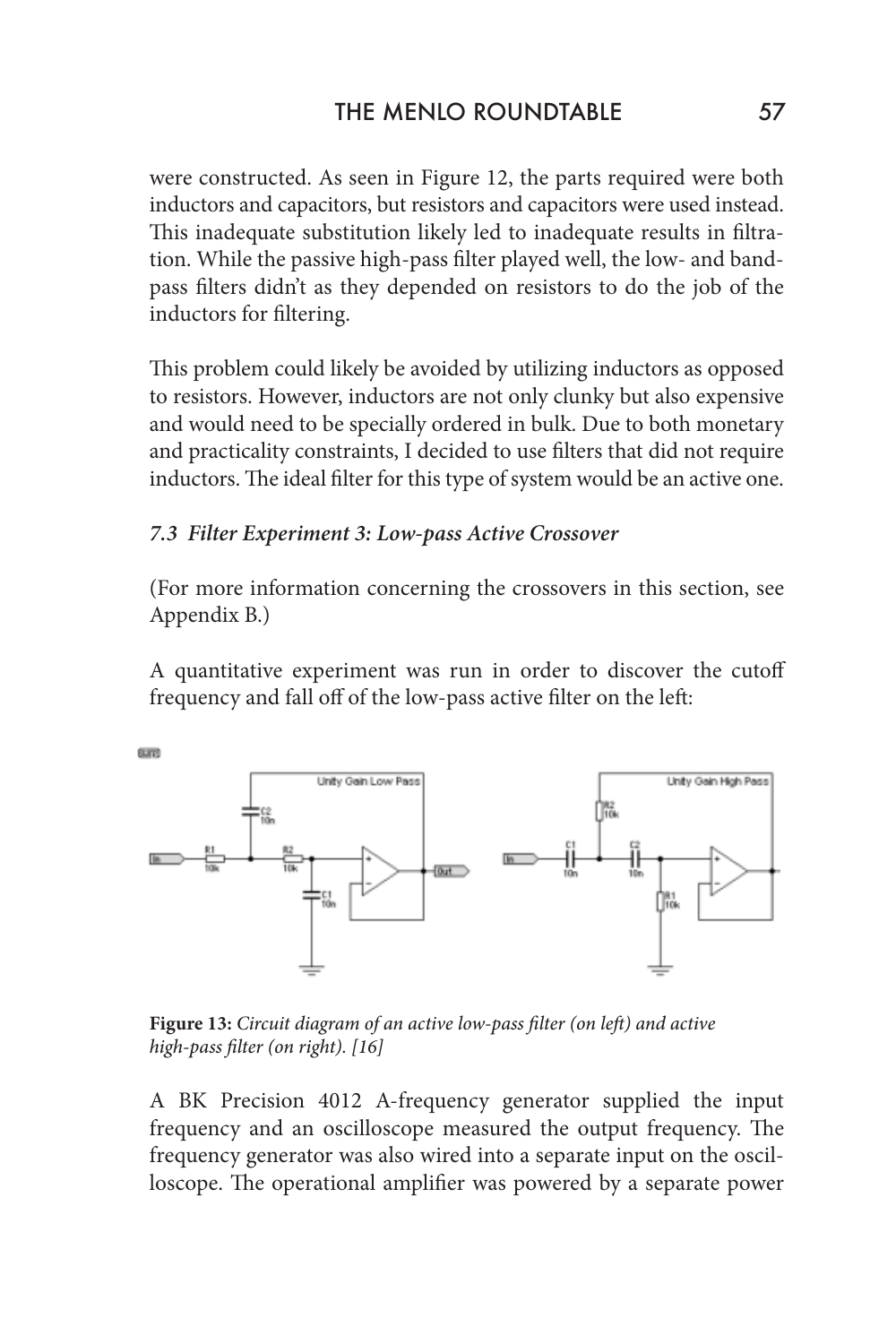were constructed. As seen in Figure 12, the parts required were both inductors and capacitors, but resistors and capacitors were used instead. This inadequate substitution likely led to inadequate results in filtration. While the passive high-pass filter played well, the low- and band-pass filters didn't as they depended on resistors to do the job of the inductors for filtering.

This problem could likely be avoided by utilizing inductors as opposed to resistors. However, inductors are not only clunky but also expensive and would need to be specially ordered in bulk. Due to both monetary and practicality constraints, I decided to use filters that did not require inductors. The ideal filter for this type of system would be an active one.

### *7.3 Filter Experiment 3: Low-pass Active Crossover*

(For more information concerning the crossovers in this section, see Appendix B.)

A quantitative experiment was run in order to discover the cutoff frequency and fall off of the low-pass active filter on the left:

**Figure 13:** *Circuit diagram of an active low-pass filter (on left) and active high-pass filter (on right). [16]*

A BK Precision 4012 A-frequency generator supplied the input frequency and an oscilloscope measured the output frequency. The frequency generator was also wired into a separate input on the oscilloscope. The operational amplifier was powered by a separate power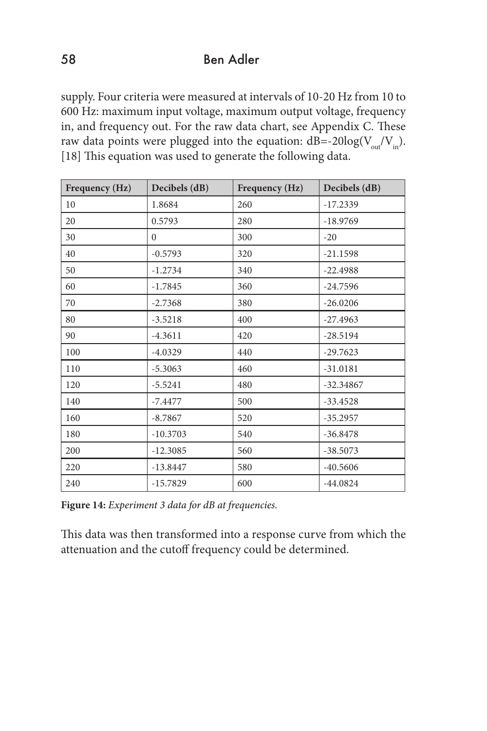supply. Four criteria were measured at intervals of 10-20 Hz from 10 to 600 Hz: maximum input voltage, maximum output voltage, frequency in, and frequency out. For the raw data chart, see Appendix C. These raw data points were plugged into the equation: $dB=-20\log(V_{out}/V_{in})$. [18] This equation was used to generate the following data.

| Frequency (Hz) | Decibels (dB) | Frequency (Hz) | Decibels (dB) |
|---|---|---|---|
| 10 | 1.8684 | 260 | -17.2339 |
| 20 | 0.5793 | 280 | -18.9769 |
| 30 | 0 | 300 | -20 |
| 40 | -0.5793 | 320 | -21.1598 |
| 50 | -1.2734 | 340 | -22.4988 |
| 60 | -1.7845 | 360 | -24.7596 |
| 70 | -2.7368 | 380 | -26.0206 |
| 80 | -3.5218 | 400 | -27.4963 |
| 90 | -4.3611 | 420 | -28.5194 |
| 100 | -4.0329 | 440 | -29.7623 |
| 110 | -5.3063 | 460 | -31.0181 |
| 120 | -5.5241 | 480 | -32.34867 |
| 140 | -7.4477 | 500 | -33.4528 |
| 160 | -8.7867 | 520 | -35.2957 |
| 180 | -10.3703 | 540 | -36.8478 |
| 200 | -12.3085 | 560 | -38.5073 |
| 220 | -13.8447 | 580 | -40.5606 |
| 240 | -15.7829 | 600 | -44.0824 |

**Figure 14:** *Experiment 3 data for dB at frequencies.*

This data was then transformed into a response curve from which the attenuation and the cutoff frequency could be determined.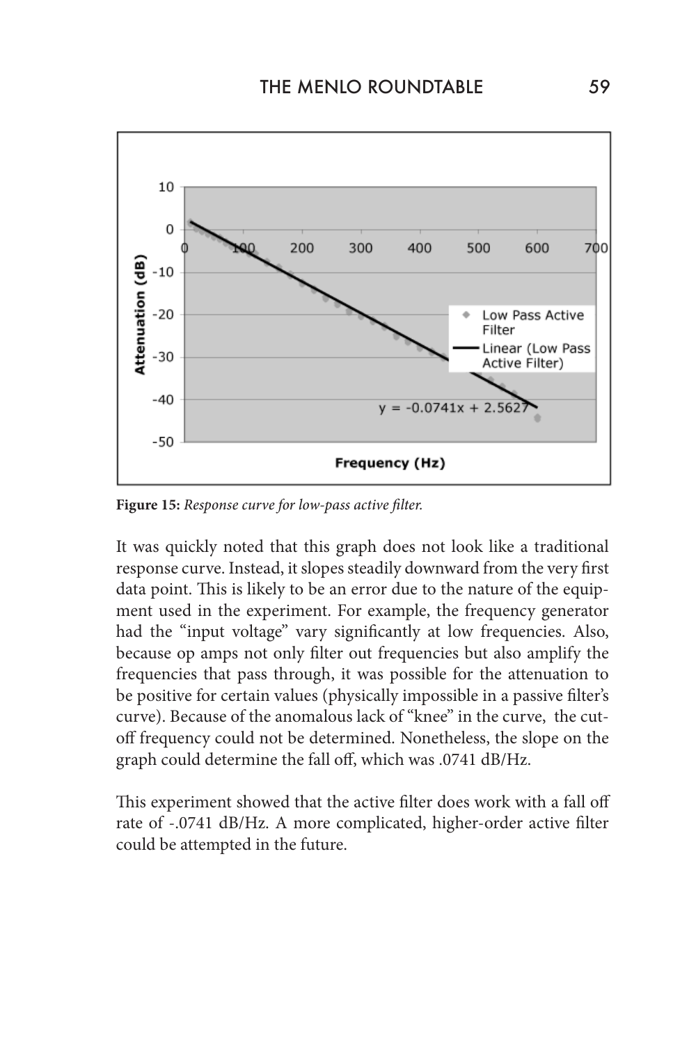**Figure 15:** *Response curve for low-pass active filter.*

It was quickly noted that this graph does not look like a traditional response curve. Instead, it slopes steadily downward from the very first data point. This is likely to be an error due to the nature of the equipment used in the experiment. For example, the frequency generator had the "input voltage" vary significantly at low frequencies. Also, because op amps not only filter out frequencies but also amplify the frequencies that pass through, it was possible for the attenuation to be positive for certain values (physically impossible in a passive filter's curve). Because of the anomalous lack of "knee" in the curve, the cut-off frequency could not be determined. Nonetheless, the slope on the graph could determine the fall off, which was .0741 dB/Hz.

This experiment showed that the active filter does work with a fall off rate of -.0741 dB/Hz. A more complicated, higher-order active filter could be attempted in the future.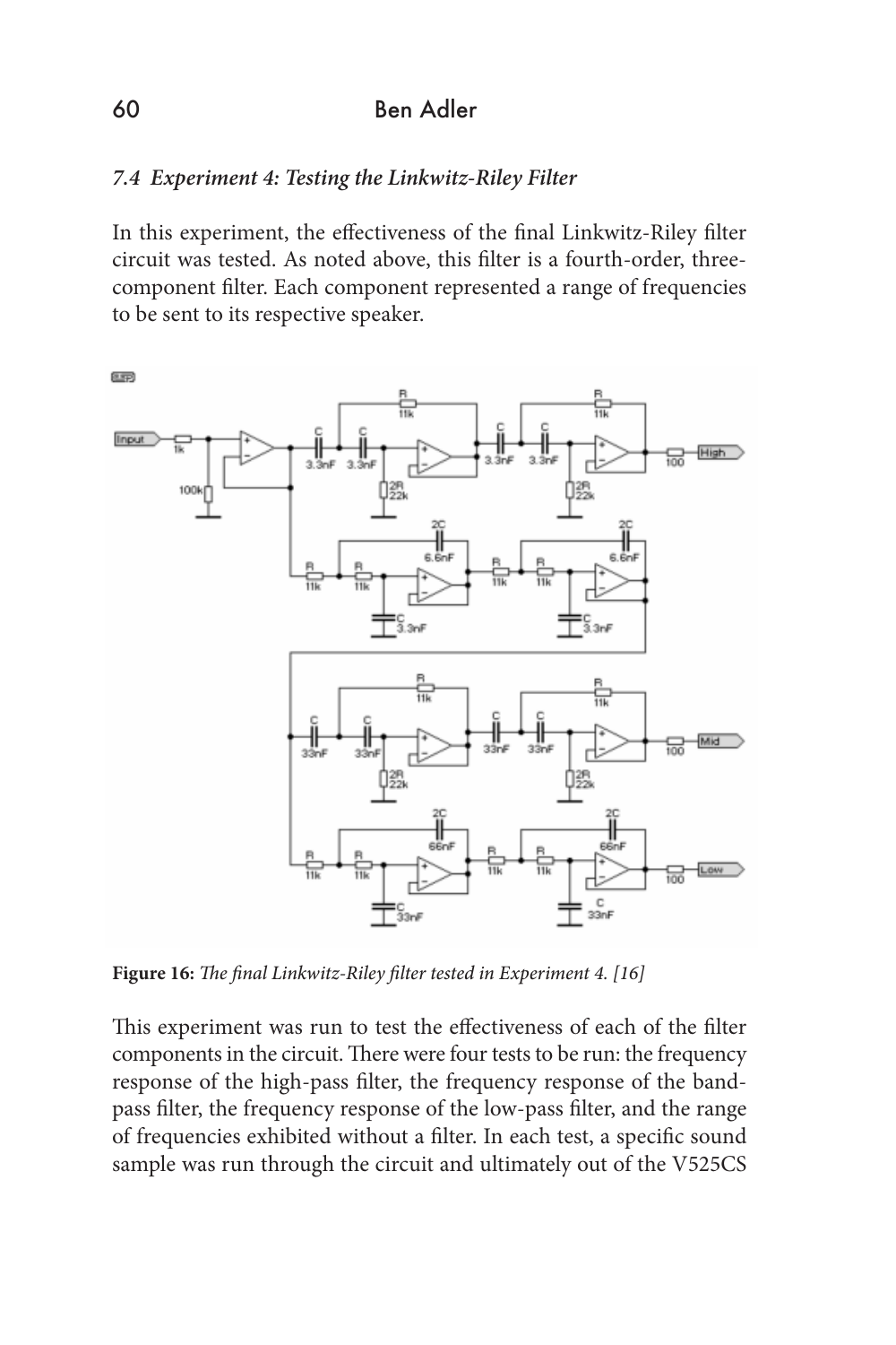### *7.4 Experiment 4: Testing the Linkwitz-Riley Filter*

In this experiment, the effectiveness of the final Linkwitz-Riley filter circuit was tested. As noted above, this filter is a fourth-order, three-component filter. Each component represented a range of frequencies to be sent to its respective speaker.

**Figure 16:** *The final Linkwitz-Riley filter tested in Experiment 4. [16]*

This experiment was run to test the effectiveness of each of the filter components in the circuit. There were four tests to be run: the frequency response of the high-pass filter, the frequency response of the band-pass filter, the frequency response of the low-pass filter, and the range of frequencies exhibited without a filter. In each test, a specific sound sample was run through the circuit and ultimately out of the V525CS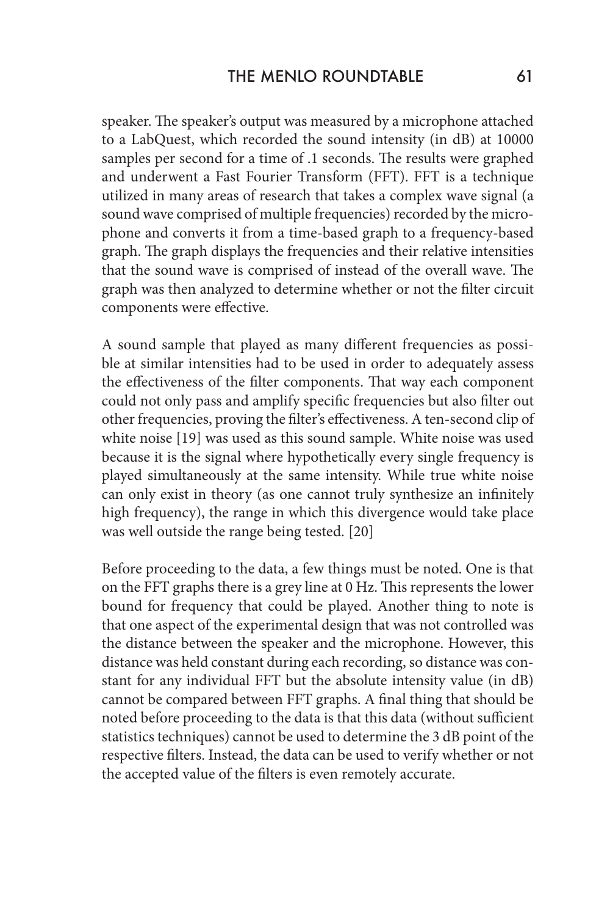speaker. The speaker's output was measured by a microphone attached to a LabQuest, which recorded the sound intensity (in dB) at 10000 samples per second for a time of .1 seconds. The results were graphed and underwent a Fast Fourier Transform (FFT). FFT is a technique utilized in many areas of research that takes a complex wave signal (a sound wave comprised of multiple frequencies) recorded by the microphone and converts it from a time-based graph to a frequency-based graph. The graph displays the frequencies and their relative intensities that the sound wave is comprised of instead of the overall wave. The graph was then analyzed to determine whether or not the filter circuit components were effective.

A sound sample that played as many different frequencies as possible at similar intensities had to be used in order to adequately assess the effectiveness of the filter components. That way each component could not only pass and amplify specific frequencies but also filter out other frequencies, proving the filter's effectiveness. A ten-second clip of white noise [19] was used as this sound sample. White noise was used because it is the signal where hypothetically every single frequency is played simultaneously at the same intensity. While true white noise can only exist in theory (as one cannot truly synthesize an infinitely high frequency), the range in which this divergence would take place was well outside the range being tested. [20]

Before proceeding to the data, a few things must be noted. One is that on the FFT graphs there is a grey line at 0 Hz. This represents the lower bound for frequency that could be played. Another thing to note is that one aspect of the experimental design that was not controlled was the distance between the speaker and the microphone. However, this distance was held constant during each recording, so distance was constant for any individual FFT but the absolute intensity value (in dB) cannot be compared between FFT graphs. A final thing that should be noted before proceeding to the data is that this data (without sufficient statistics techniques) cannot be used to determine the 3 dB point of the respective filters. Instead, the data can be used to verify whether or not the accepted value of the filters is even remotely accurate.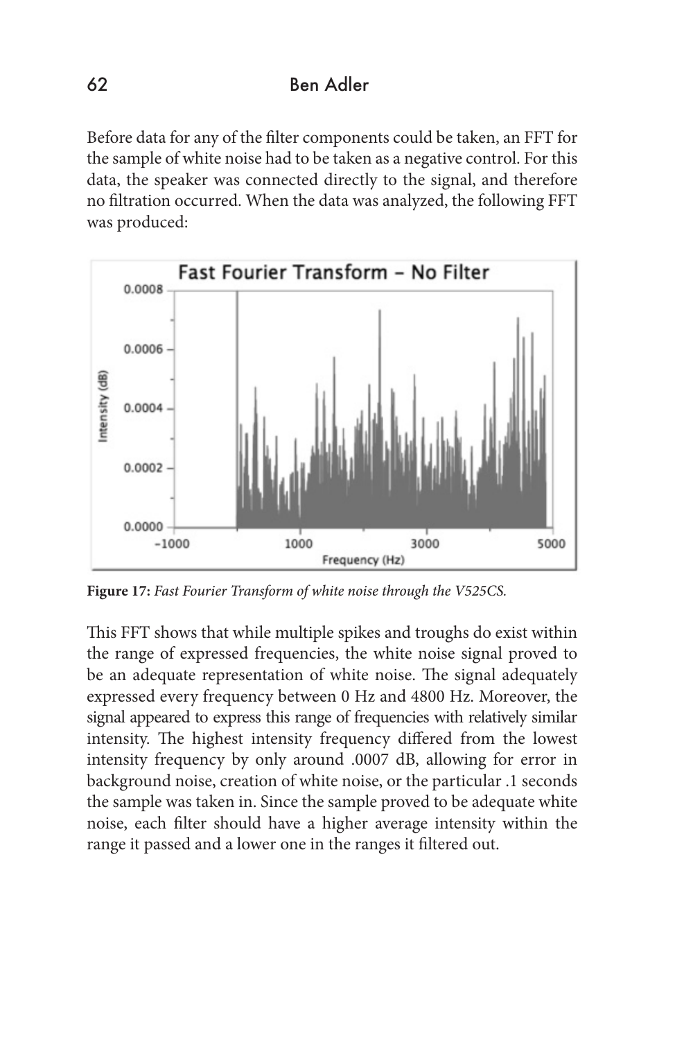Before data for any of the filter components could be taken, an FFT for the sample of white noise had to be taken as a negative control. For this data, the speaker was connected directly to the signal, and therefore no filtration occurred. When the data was analyzed, the following FFT was produced:

**Figure 17:** *Fast Fourier Transform of white noise through the V525CS.*

This FFT shows that while multiple spikes and troughs do exist within the range of expressed frequencies, the white noise signal proved to be an adequate representation of white noise. The signal adequately expressed every frequency between 0 Hz and 4800 Hz. Moreover, the signal appeared to express this range of frequencies with relatively similar intensity. The highest intensity frequency differed from the lowest intensity frequency by only around .0007 dB, allowing for error in background noise, creation of white noise, or the particular .1 seconds the sample was taken in. Since the sample proved to be adequate white noise, each filter should have a higher average intensity within the range it passed and a lower one in the ranges it filtered out.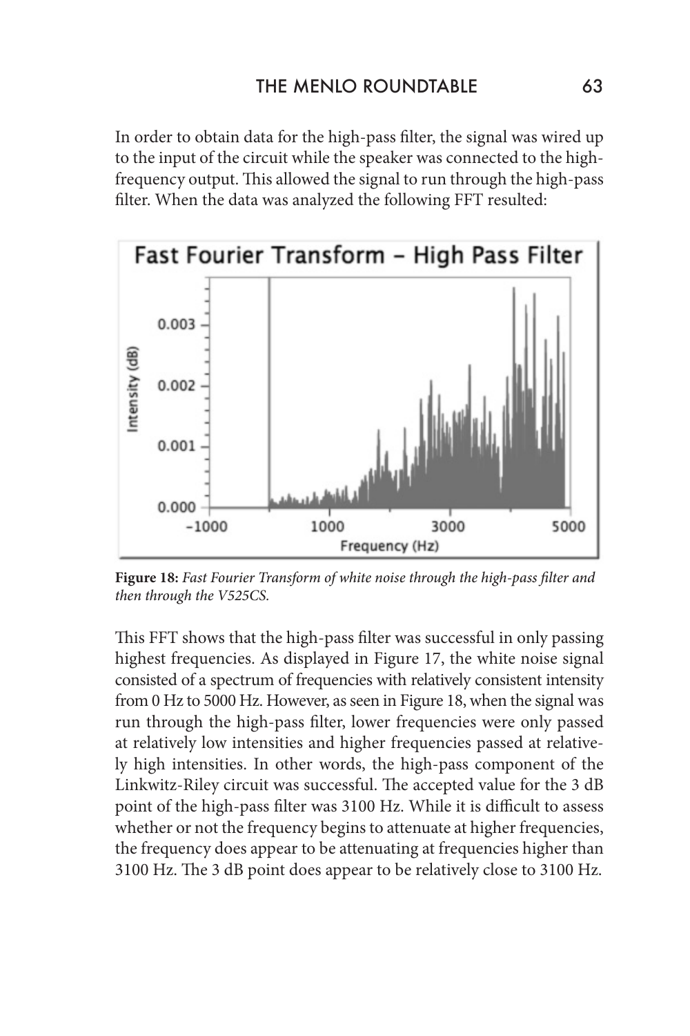In order to obtain data for the high-pass filter, the signal was wired up to the input of the circuit while the speaker was connected to the high-frequency output. This allowed the signal to run through the high-pass filter. When the data was analyzed the following FFT resulted:

**Figure 18:** *Fast Fourier Transform of white noise through the high-pass filter and then through the V525CS.*

This FFT shows that the high-pass filter was successful in only passing highest frequencies. As displayed in Figure 17, the white noise signal consisted of a spectrum of frequencies with relatively consistent intensity from 0 Hz to 5000 Hz. However, as seen in Figure 18, when the signal was run through the high-pass filter, lower frequencies were only passed at relatively low intensities and higher frequencies passed at relatively high intensities. In other words, the high-pass component of the Linkwitz-Riley circuit was successful. The accepted value for the 3 dB point of the high-pass filter was 3100 Hz. While it is difficult to assess whether or not the frequency begins to attenuate at higher frequencies, the frequency does appear to be attenuating at frequencies higher than 3100 Hz. The 3 dB point does appear to be relatively close to 3100 Hz.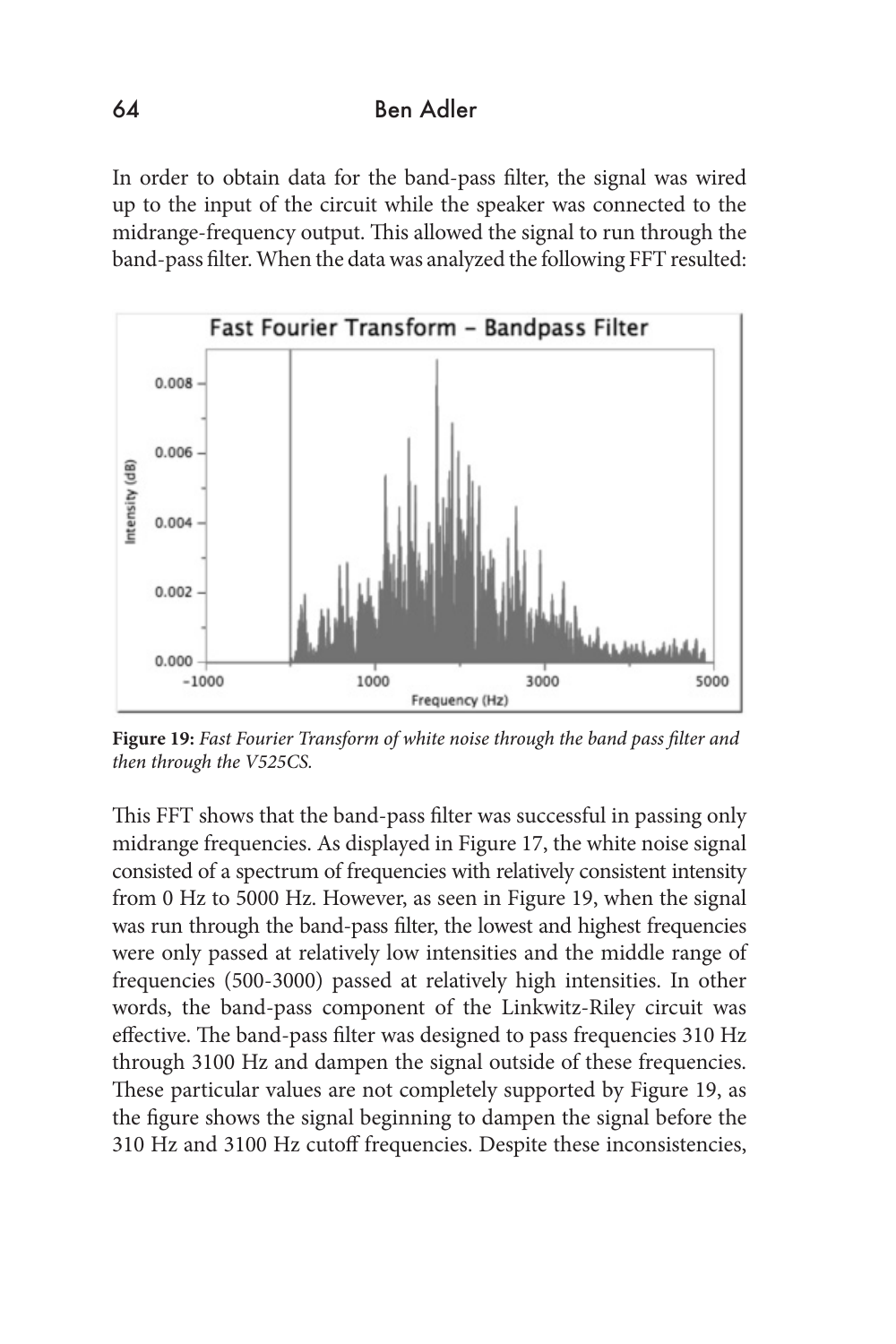In order to obtain data for the band-pass filter, the signal was wired up to the input of the circuit while the speaker was connected to the midrange-frequency output. This allowed the signal to run through the band-pass filter. When the data was analyzed the following FFT resulted:

**Figure 19:** *Fast Fourier Transform of white noise through the band pass filter and then through the V525CS.*

This FFT shows that the band-pass filter was successful in passing only midrange frequencies. As displayed in Figure 17, the white noise signal consisted of a spectrum of frequencies with relatively consistent intensity from 0 Hz to 5000 Hz. However, as seen in Figure 19, when the signal was run through the band-pass filter, the lowest and highest frequencies were only passed at relatively low intensities and the middle range of frequencies (500-3000) passed at relatively high intensities. In other words, the band-pass component of the Linkwitz-Riley circuit was effective. The band-pass filter was designed to pass frequencies 310 Hz through 3100 Hz and dampen the signal outside of these frequencies. These particular values are not completely supported by Figure 19, as the figure shows the signal beginning to dampen the signal before the 310 Hz and 3100 Hz cutoff frequencies. Despite these inconsistencies,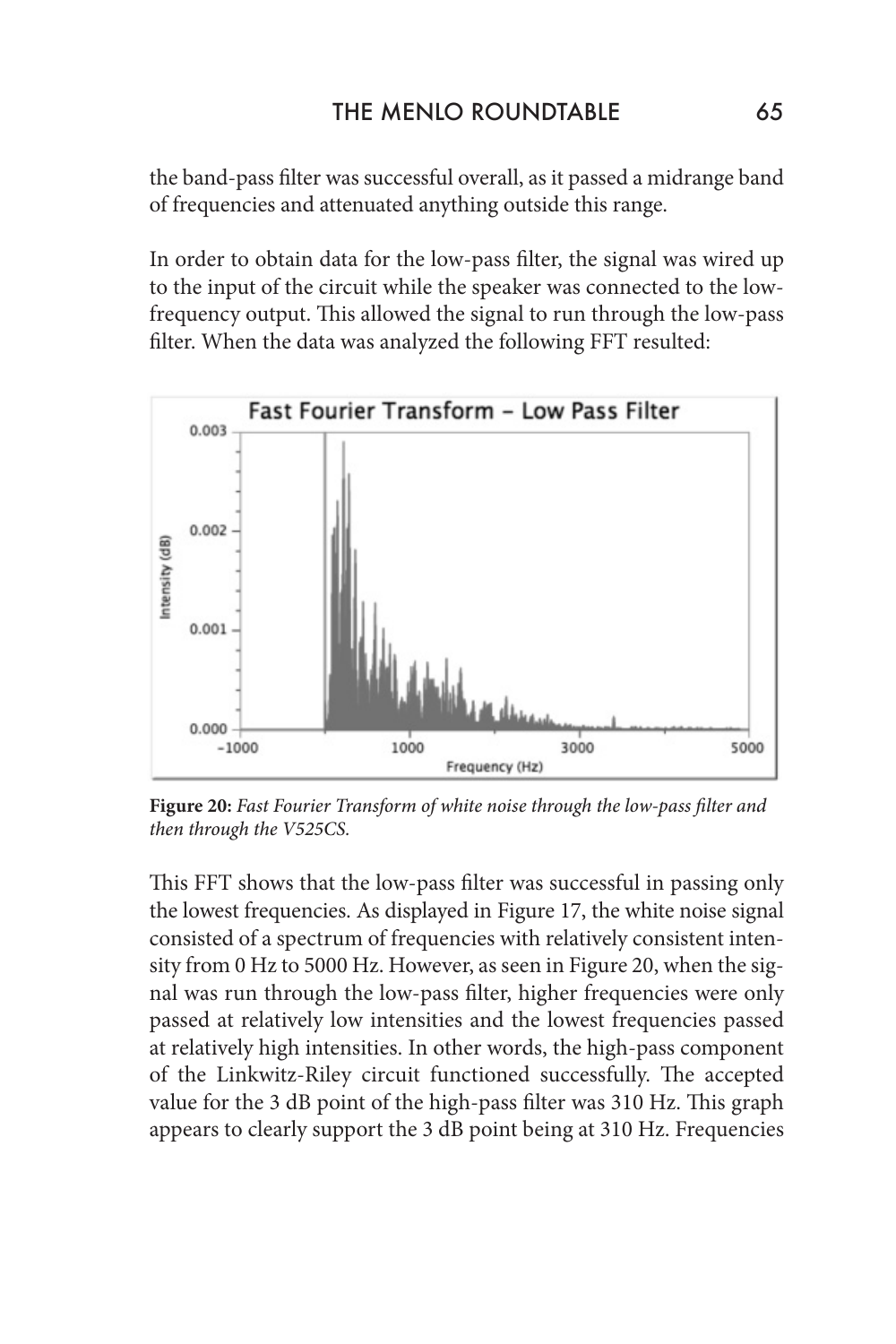the band-pass filter was successful overall, as it passed a midrange band of frequencies and attenuated anything outside this range.

In order to obtain data for the low-pass filter, the signal was wired up to the input of the circuit while the speaker was connected to the low-frequency output. This allowed the signal to run through the low-pass filter. When the data was analyzed the following FFT resulted:

**Figure 20:** *Fast Fourier Transform of white noise through the low-pass filter and then through the V525CS.*

This FFT shows that the low-pass filter was successful in passing only the lowest frequencies. As displayed in Figure 17, the white noise signal consisted of a spectrum of frequencies with relatively consistent intensity from 0 Hz to 5000 Hz. However, as seen in Figure 20, when the signal was run through the low-pass filter, higher frequencies were only passed at relatively low intensities and the lowest frequencies passed at relatively high intensities. In other words, the high-pass component of the Linkwitz-Riley circuit functioned successfully. The accepted value for the 3 dB point of the high-pass filter was 310 Hz. This graph appears to clearly support the 3 dB point being at 310 Hz. Frequencies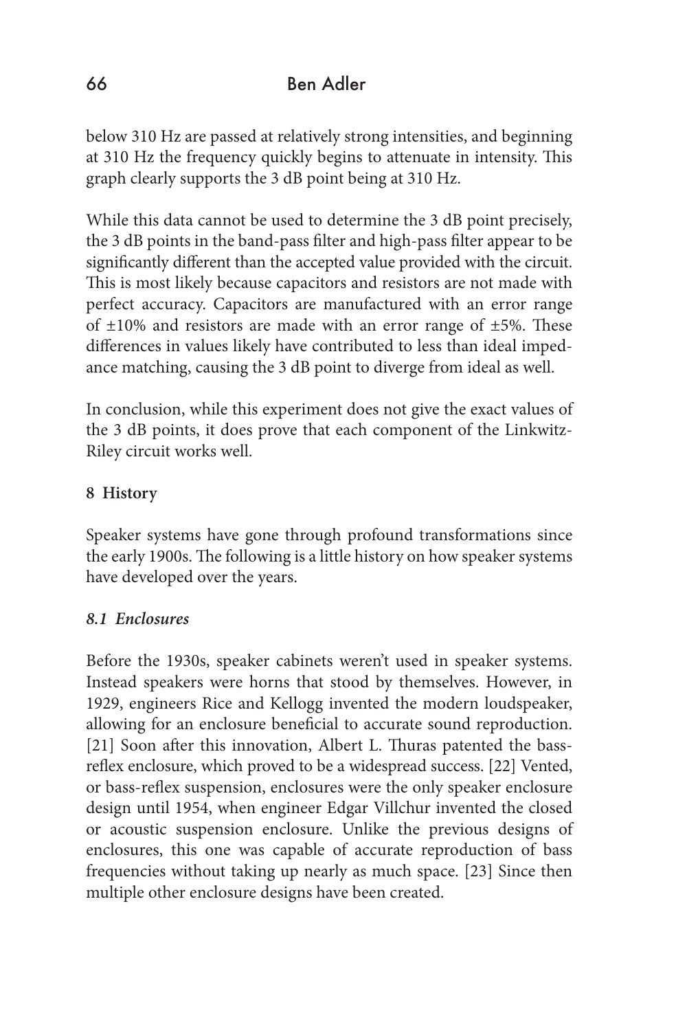below 310 Hz are passed at relatively strong intensities, and beginning at 310 Hz the frequency quickly begins to attenuate in intensity. This graph clearly supports the 3 dB point being at 310 Hz.

While this data cannot be used to determine the 3 dB point precisely, the 3 dB points in the band-pass filter and high-pass filter appear to be significantly different than the accepted value provided with the circuit. This is most likely because capacitors and resistors are not made with perfect accuracy. Capacitors are manufactured with an error range of ±10% and resistors are made with an error range of ±5%. These differences in values likely have contributed to less than ideal impedance matching, causing the 3 dB point to diverge from ideal as well.

In conclusion, while this experiment does not give the exact values of the 3 dB points, it does prove that each component of the Linkwitz-Riley circuit works well.

## 8 History

Speaker systems have gone through profound transformations since the early 1900s. The following is a little history on how speaker systems have developed over the years.

### *8.1 Enclosures*

Before the 1930s, speaker cabinets weren't used in speaker systems. Instead speakers were horns that stood by themselves. However, in 1929, engineers Rice and Kellogg invented the modern loudspeaker, allowing for an enclosure beneficial to accurate sound reproduction. [21] Soon after this innovation, Albert L. Thuras patented the bass-reflex enclosure, which proved to be a widespread success. [22] Vented, or bass-reflex suspension, enclosures were the only speaker enclosure design until 1954, when engineer Edgar Villchur invented the closed or acoustic suspension enclosure. Unlike the previous designs of enclosures, this one was capable of accurate reproduction of bass frequencies without taking up nearly as much space. [23] Since then multiple other enclosure designs have been created.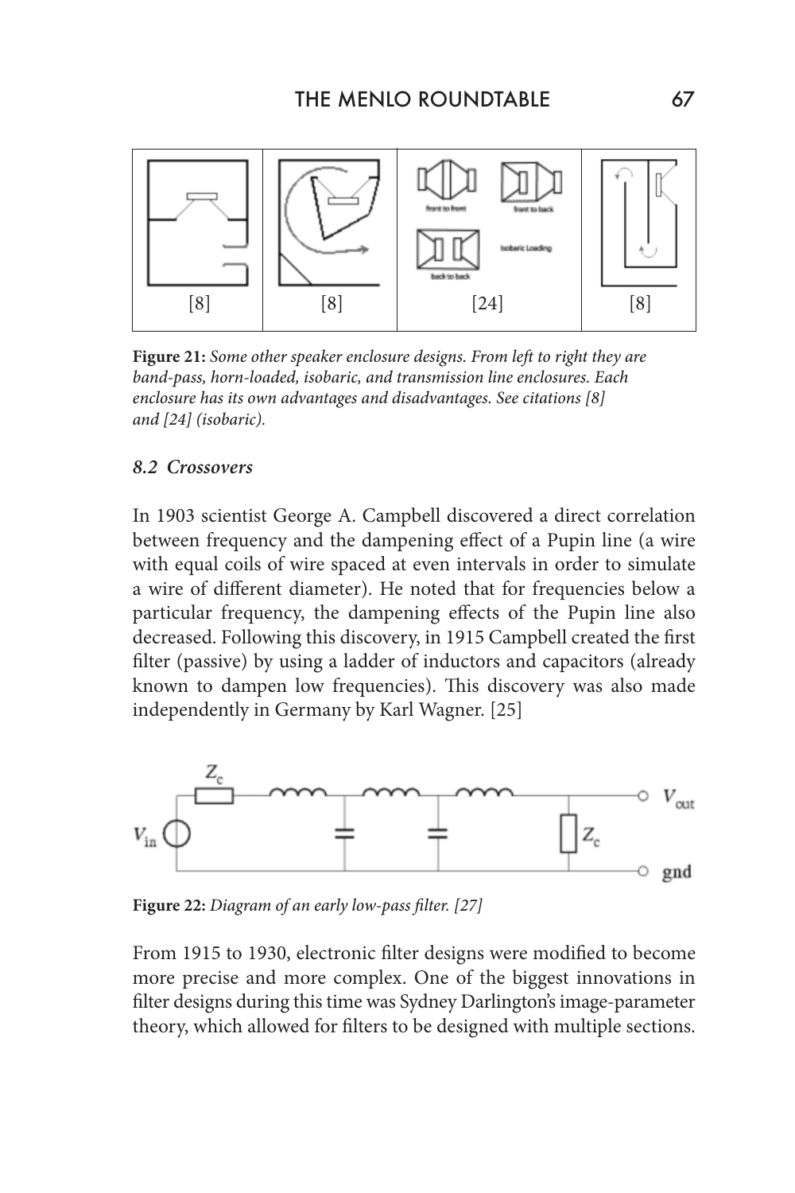| [8] | [8] | [24] | [8] |
|---|---|---|---|

**Figure 21:** *Some other speaker enclosure designs. From left to right they are band-pass, horn-loaded, isobaric, and transmission line enclosures. Each enclosure has its own advantages and disadvantages. See citations [8] and [24] (isobaric).*

### *8.2 Crossovers*

In 1903 scientist George A. Campbell discovered a direct correlation between frequency and the dampening effect of a Pupin line (a wire with equal coils of wire spaced at even intervals in order to simulate a wire of different diameter). He noted that for frequencies below a particular frequency, the dampening effects of the Pupin line also decreased. Following this discovery, in 1915 Campbell created the first filter (passive) by using a ladder of inductors and capacitors (already known to dampen low frequencies). This discovery was also made independently in Germany by Karl Wagner. [25]

**Figure 22:** *Diagram of an early low-pass filter. [27]*

From 1915 to 1930, electronic filter designs were modified to become more precise and more complex. One of the biggest innovations in filter designs during this time was Sydney Darlington's image-parameter theory, which allowed for filters to be designed with multiple sections.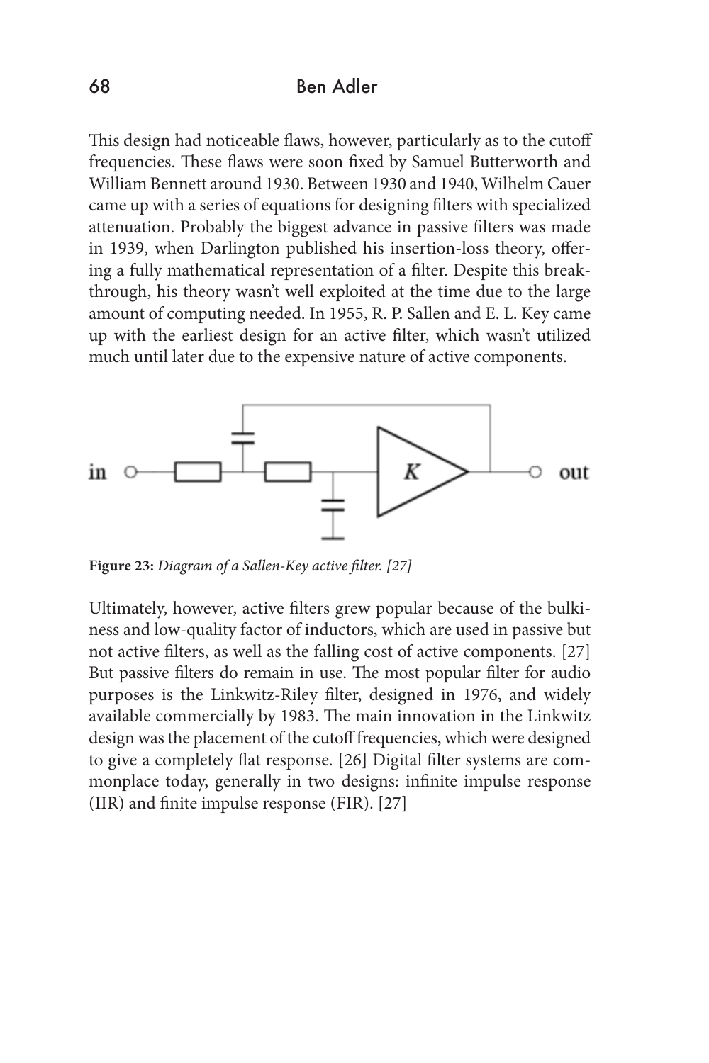This design had noticeable flaws, however, particularly as to the cutoff frequencies. These flaws were soon fixed by Samuel Butterworth and William Bennett around 1930. Between 1930 and 1940, Wilhelm Cauer came up with a series of equations for designing filters with specialized attenuation. Probably the biggest advance in passive filters was made in 1939, when Darlington published his insertion-loss theory, offering a fully mathematical representation of a filter. Despite this breakthrough, his theory wasn't well exploited at the time due to the large amount of computing needed. In 1955, R. P. Sallen and E. L. Key came up with the earliest design for an active filter, which wasn't utilized much until later due to the expensive nature of active components.

**Figure 23:** *Diagram of a Sallen-Key active filter. [27]*

Ultimately, however, active filters grew popular because of the bulkiness and low-quality factor of inductors, which are used in passive but not active filters, as well as the falling cost of active components. [27] But passive filters do remain in use. The most popular filter for audio purposes is the Linkwitz-Riley filter, designed in 1976, and widely available commercially by 1983. The main innovation in the Linkwitz design was the placement of the cutoff frequencies, which were designed to give a completely flat response. [26] Digital filter systems are commonplace today, generally in two designs: infinite impulse response (IIR) and finite impulse response (FIR). [27]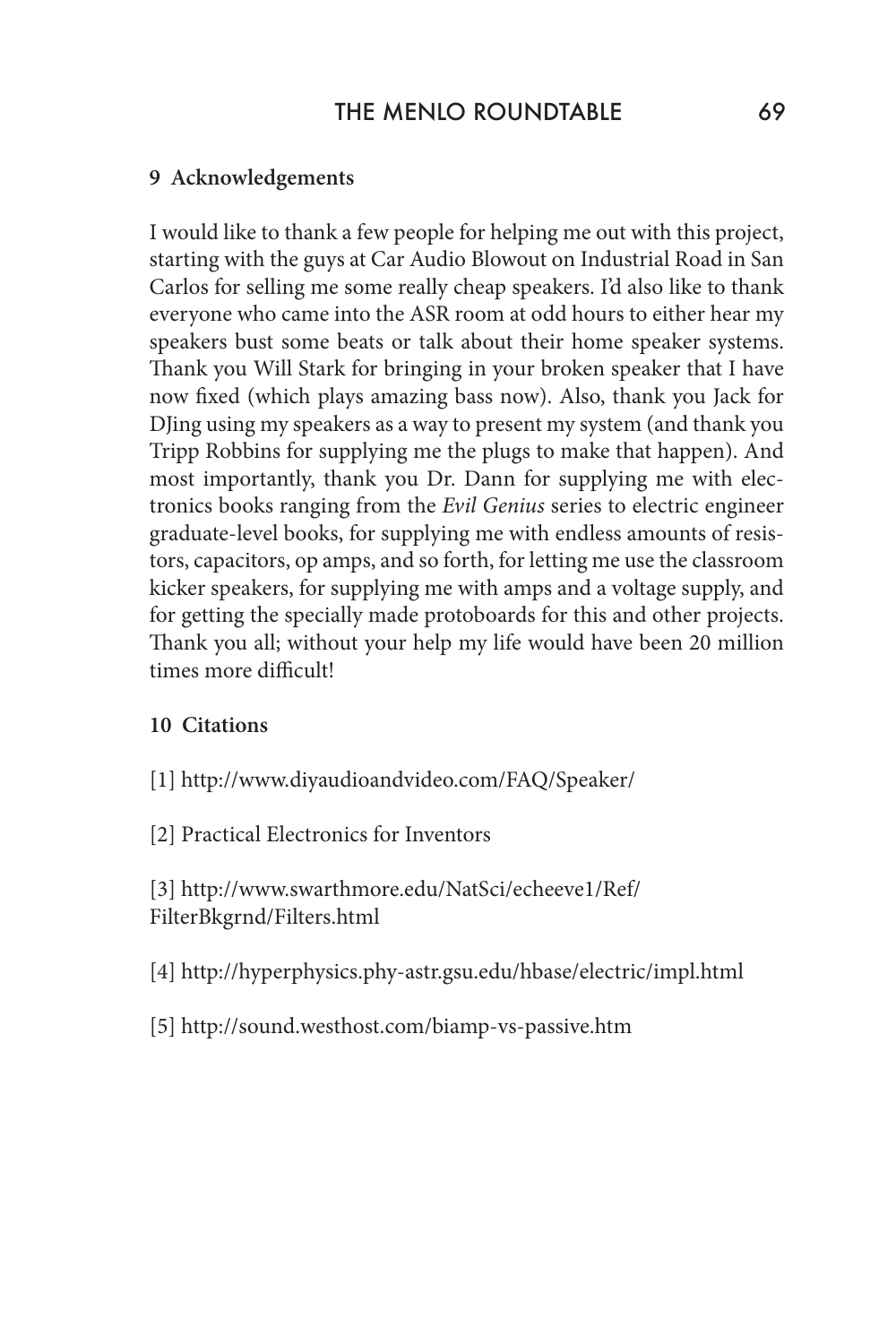## 9 Acknowledgements

I would like to thank a few people for helping me out with this project, starting with the guys at Car Audio Blowout on Industrial Road in San Carlos for selling me some really cheap speakers. I'd also like to thank everyone who came into the ASR room at odd hours to either hear my speakers bust some beats or talk about their home speaker systems. Thank you Will Stark for bringing in your broken speaker that I have now fixed (which plays amazing bass now). Also, thank you Jack for DJing using my speakers as a way to present my system (and thank you Tripp Robbins for supplying me the plugs to make that happen). And most importantly, thank you Dr. Dann for supplying me with electronics books ranging from the *Evil Genius* series to electric engineer graduate-level books, for supplying me with endless amounts of resistors, capacitors, op amps, and so forth, for letting me use the classroom kicker speakers, for supplying me with amps and a voltage supply, and for getting the specially made protoboards for this and other projects. Thank you all; without your help my life would have been 20 million times more difficult!

## 10 Citations

[1] http://www.diyaudioandvideo.com/FAQ/Speaker/

[2] Practical Electronics for Inventors

[3] http://www.swarthmore.edu/NatSci/echeeve1/Ref/FilterBkgrnd/Filters.html

[4] http://hyperphysics.phy-astr.gsu.edu/hbase/electric/impl.html

[5] http://sound.westhost.com/biamp-vs-passive.htm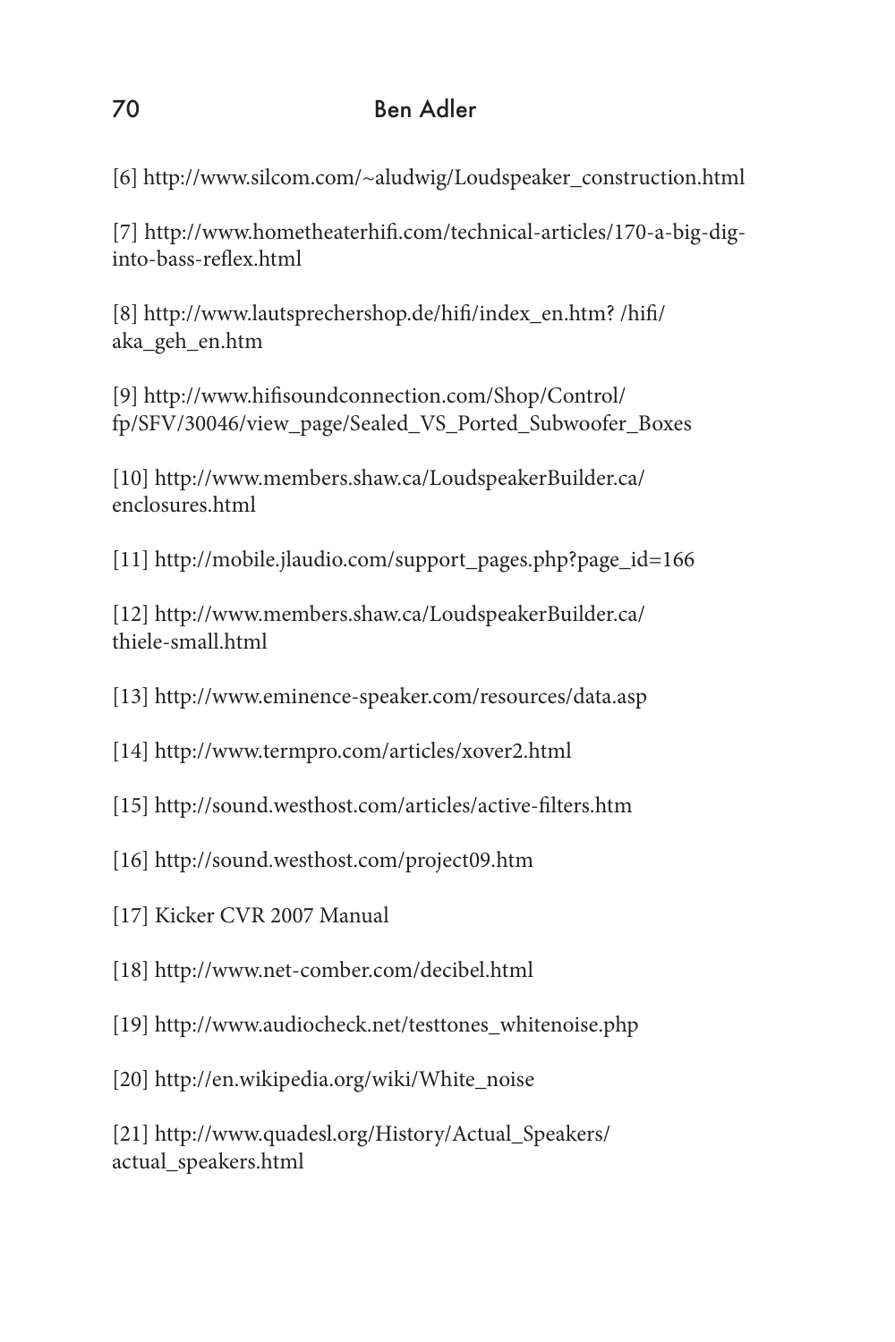[6] http://www.silcom.com/~aludwig/Loudspeaker_construction.html

[7] http://www.hometheaterhifi.com/technical-articles/170-a-big-dig-into-bass-reflex.html

[8] http://www.lautsprechershop.de/hifi/index_en.htm? /hifi/aka_geh_en.htm

[9] http://www.hifisoundconnection.com/Shop/Control/fp/SFV/30046/view_page/Sealed_VS_Ported_Subwoofer_Boxes

[10] http://www.members.shaw.ca/LoudspeakerBuilder.ca/enclosures.html

[11] http://mobile.jlaudio.com/support_pages.php?page_id=166

[12] http://www.members.shaw.ca/LoudspeakerBuilder.ca/thiele-small.html

[13] http://www.eminence-speaker.com/resources/data.asp

[14] http://www.termpro.com/articles/xover2.html

[15] http://sound.westhost.com/articles/active-filters.htm

[16] http://sound.westhost.com/project09.htm

[17] Kicker CVR 2007 Manual

[18] http://www.net-comber.com/decibel.html

[19] http://www.audiocheck.net/testtones_whitenoise.php

[20] http://en.wikipedia.org/wiki/White_noise

[21] http://www.quadesl.org/History/Actual_Speakers/actual_speakers.html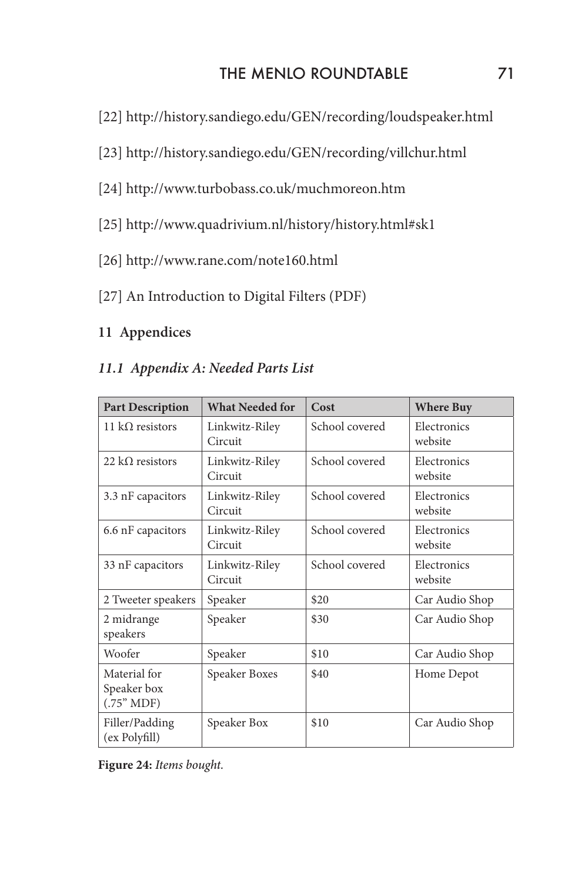[22] http://history.sandiego.edu/GEN/recording/loudspeaker.html

[23] http://history.sandiego.edu/GEN/recording/villchur.html

[24] http://www.turbobass.co.uk/muchmoreon.htm

[25] http://www.quadrivium.nl/history/history.html#sk1

[26] http://www.rane.com/note160.html

[27] An Introduction to Digital Filters (PDF)

## 11 Appendices

### *11.1 Appendix A: Needed Parts List*

| Part Description | What Needed for | Cost | Where Buy |
| --- | --- | --- | --- |
| 11 kΩ resistors | Linkwitz-Riley Circuit | School covered | Electronics website |
| 22 kΩ resistors | Linkwitz-Riley Circuit | School covered | Electronics website |
| 3.3 nF capacitors | Linkwitz-Riley Circuit | School covered | Electronics website |
| 6.6 nF capacitors | Linkwitz-Riley Circuit | School covered | Electronics website |
| 33 nF capacitors | Linkwitz-Riley Circuit | School covered | Electronics website |
| 2 Tweeter speakers | Speaker | $20 | Car Audio Shop |
| 2 midrange speakers | Speaker | $30 | Car Audio Shop |
| Woofer | Speaker | $10 | Car Audio Shop |
| Material for Speaker box (.75" MDF) | Speaker Boxes | $40 | Home Depot |
| Filler/Padding (ex Polyfill) | Speaker Box | $10 | Car Audio Shop |

**Figure 24:** *Items bought.*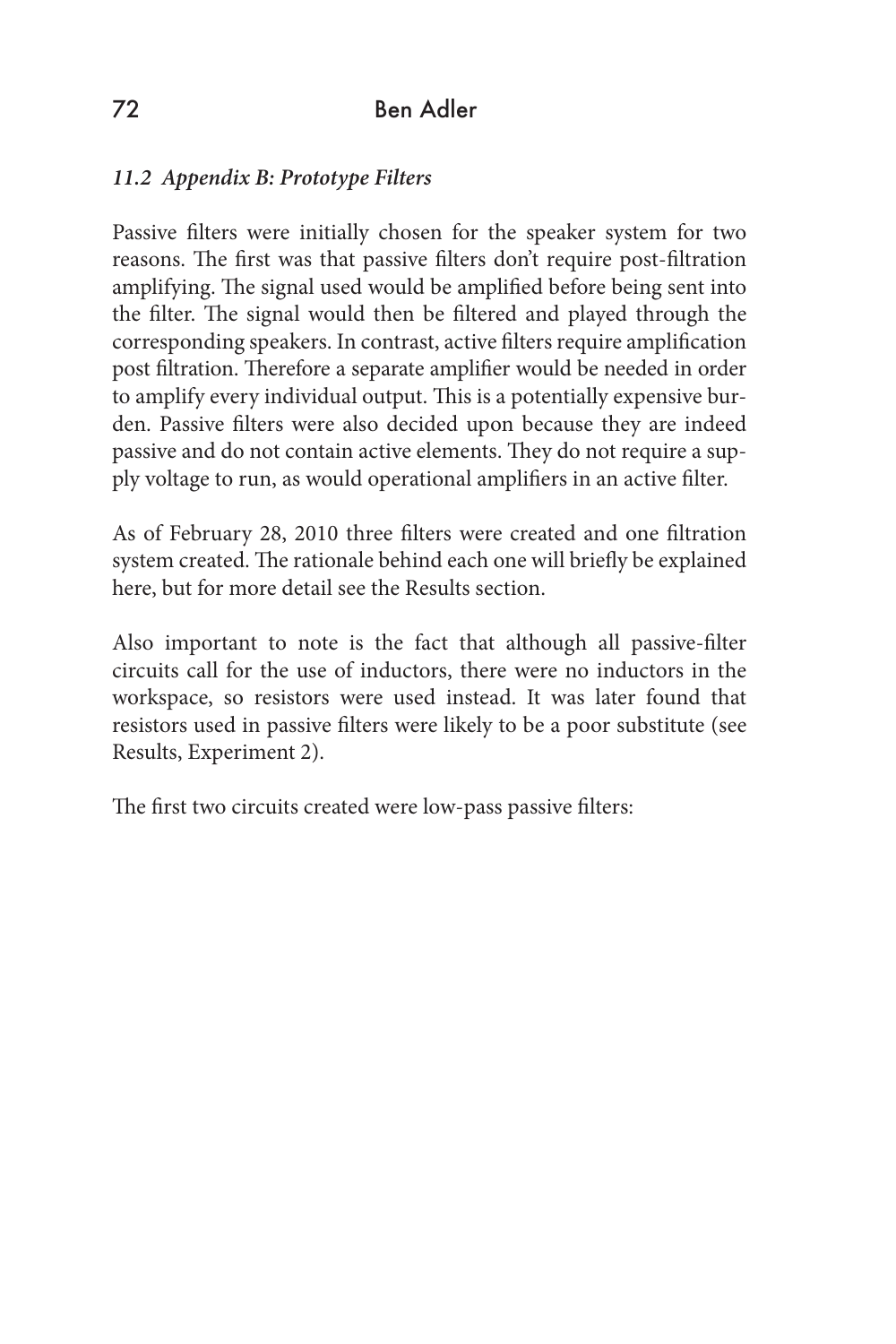### *11.2 Appendix B: Prototype Filters*

Passive filters were initially chosen for the speaker system for two reasons. The first was that passive filters don't require post-filtration amplifying. The signal used would be amplified before being sent into the filter. The signal would then be filtered and played through the corresponding speakers. In contrast, active filters require amplification post filtration. Therefore a separate amplifier would be needed in order to amplify every individual output. This is a potentially expensive burden. Passive filters were also decided upon because they are indeed passive and do not contain active elements. They do not require a supply voltage to run, as would operational amplifiers in an active filter.

As of February 28, 2010 three filters were created and one filtration system created. The rationale behind each one will briefly be explained here, but for more detail see the Results section.

Also important to note is the fact that although all passive-filter circuits call for the use of inductors, there were no inductors in the workspace, so resistors were used instead. It was later found that resistors used in passive filters were likely to be a poor substitute (see Results, Experiment 2).

The first two circuits created were low-pass passive filters: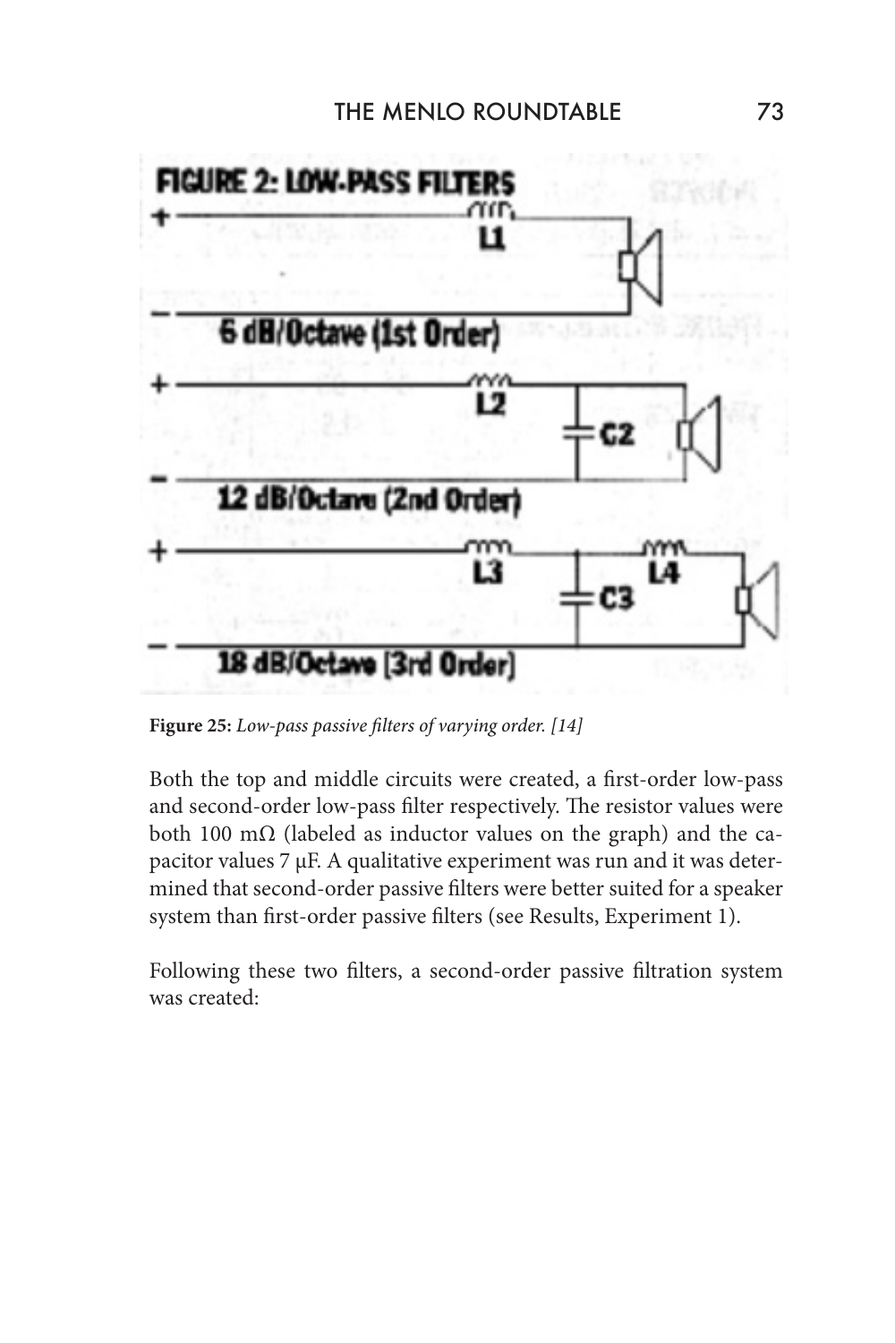**Figure 25:** *Low-pass passive filters of varying order. [14]*

Both the top and middle circuits were created, a first-order low-pass and second-order low-pass filter respectively. The resistor values were both 100 mΩ (labeled as inductor values on the graph) and the capacitor values 7 μF. A qualitative experiment was run and it was determined that second-order passive filters were better suited for a speaker system than first-order passive filters (see Results, Experiment 1).

Following these two filters, a second-order passive filtration system was created: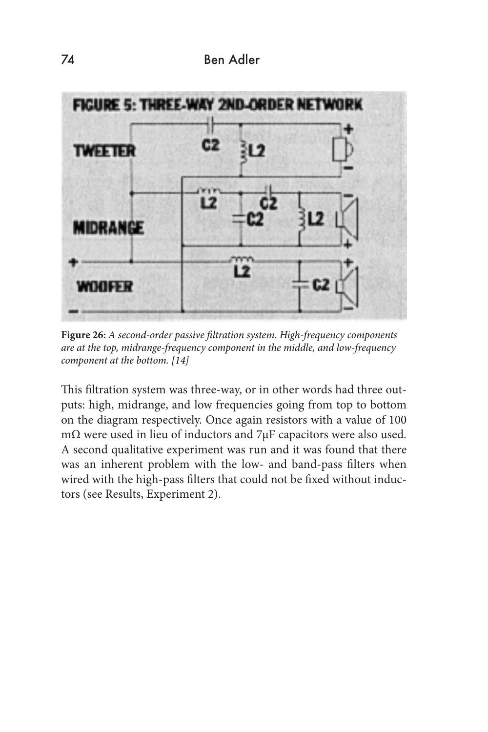**Figure 26:** *A second-order passive filtration system. High-frequency components are at the top, midrange-frequency component in the middle, and low-frequency component at the bottom. [14]*

This filtration system was three-way, or in other words had three outputs: high, midrange, and low frequencies going from top to bottom on the diagram respectively. Once again resistors with a value of 100 mΩ were used in lieu of inductors and 7μF capacitors were also used. A second qualitative experiment was run and it was found that there was an inherent problem with the low- and band-pass filters when wired with the high-pass filters that could not be fixed without inductors (see Results, Experiment 2).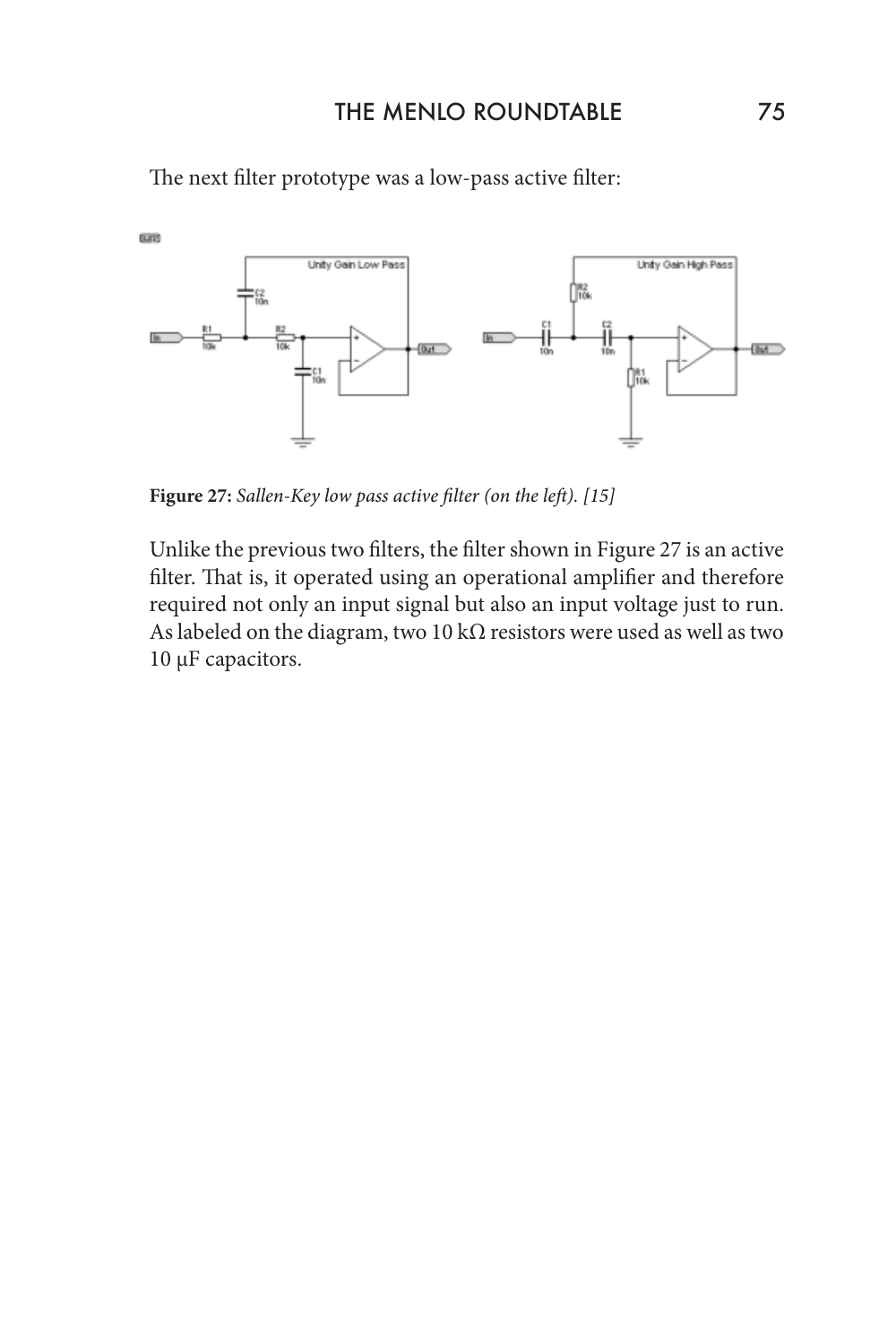The next filter prototype was a low-pass active filter:

**Figure 27:** *Sallen-Key low pass active filter (on the left). [15]*

Unlike the previous two filters, the filter shown in Figure 27 is an active filter. That is, it operated using an operational amplifier and therefore required not only an input signal but also an input voltage just to run. As labeled on the diagram, two 10 kΩ resistors were used as well as two 10 μF capacitors.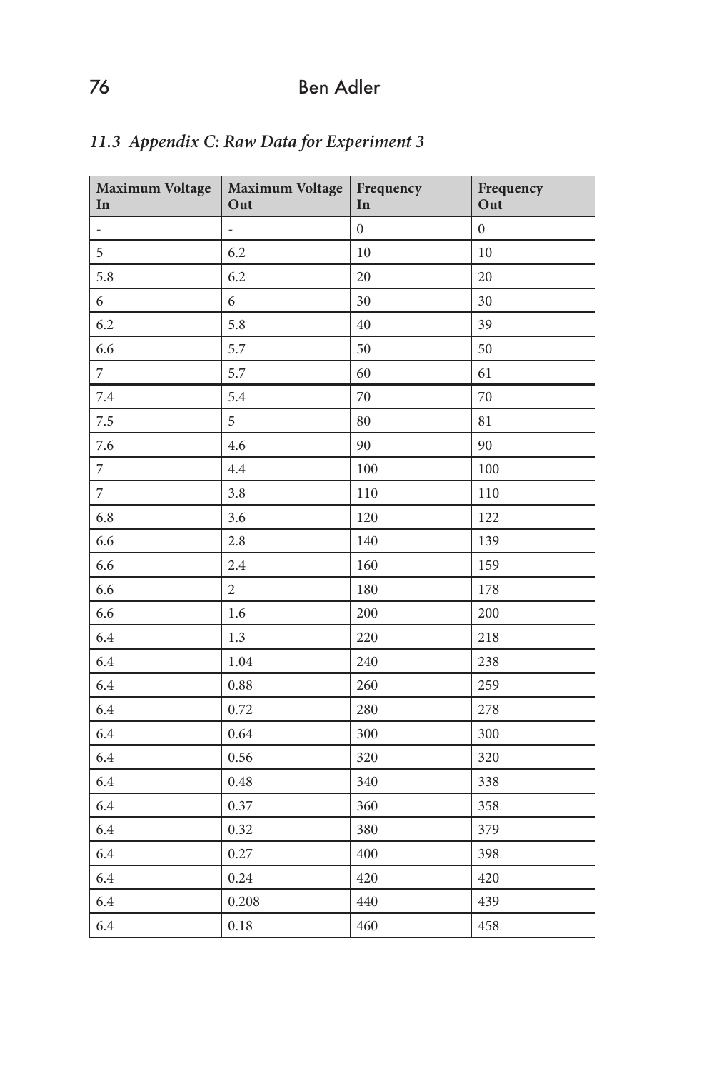### *11.3 Appendix C: Raw Data for Experiment 3*

| Maximum Voltage In | Maximum Voltage Out | Frequency In | Frequency Out |
|---|---|---|---|
| - | - | 0 | 0 |
| 5 | 6.2 | 10 | 10 |
| 5.8 | 6.2 | 20 | 20 |
| 6 | 6 | 30 | 30 |
| 6.2 | 5.8 | 40 | 39 |
| 6.6 | 5.7 | 50 | 50 |
| 7 | 5.7 | 60 | 61 |
| 7.4 | 5.4 | 70 | 70 |
| 7.5 | 5 | 80 | 81 |
| 7.6 | 4.6 | 90 | 90 |
| 7 | 4.4 | 100 | 100 |
| 7 | 3.8 | 110 | 110 |
| 6.8 | 3.6 | 120 | 122 |
| 6.6 | 2.8 | 140 | 139 |
| 6.6 | 2.4 | 160 | 159 |
| 6.6 | 2 | 180 | 178 |
| 6.6 | 1.6 | 200 | 200 |
| 6.4 | 1.3 | 220 | 218 |
| 6.4 | 1.04 | 240 | 238 |
| 6.4 | 0.88 | 260 | 259 |
| 6.4 | 0.72 | 280 | 278 |
| 6.4 | 0.64 | 300 | 300 |
| 6.4 | 0.56 | 320 | 320 |
| 6.4 | 0.48 | 340 | 338 |
| 6.4 | 0.37 | 360 | 358 |
| 6.4 | 0.32 | 380 | 379 |
| 6.4 | 0.27 | 400 | 398 |
| 6.4 | 0.24 | 420 | 420 |
| 6.4 | 0.208 | 440 | 439 |
| 6.4 | 0.18 | 460 | 458 |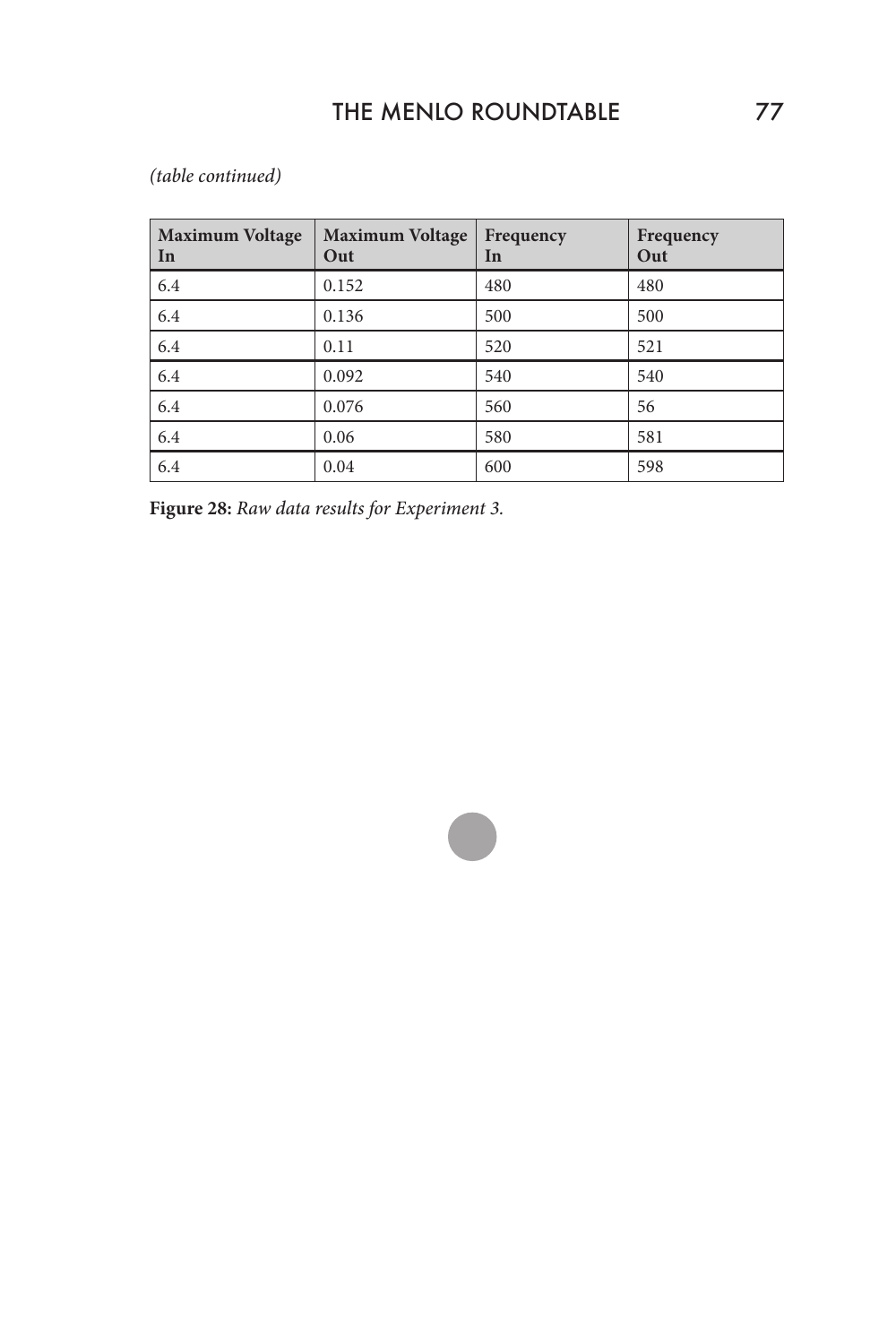*(table continued)*

| Maximum Voltage In | Maximum Voltage Out | Frequency In | Frequency Out |
|---|---|---|---|
| 6.4 | 0.152 | 480 | 480 |
| 6.4 | 0.136 | 500 | 500 |
| 6.4 | 0.11 | 520 | 521 |
| 6.4 | 0.092 | 540 | 540 |
| 6.4 | 0.076 | 560 | 56 |
| 6.4 | 0.06 | 580 | 581 |
| 6.4 | 0.04 | 600 | 598 |

**Figure 28:** *Raw data results for Experiment 3.*